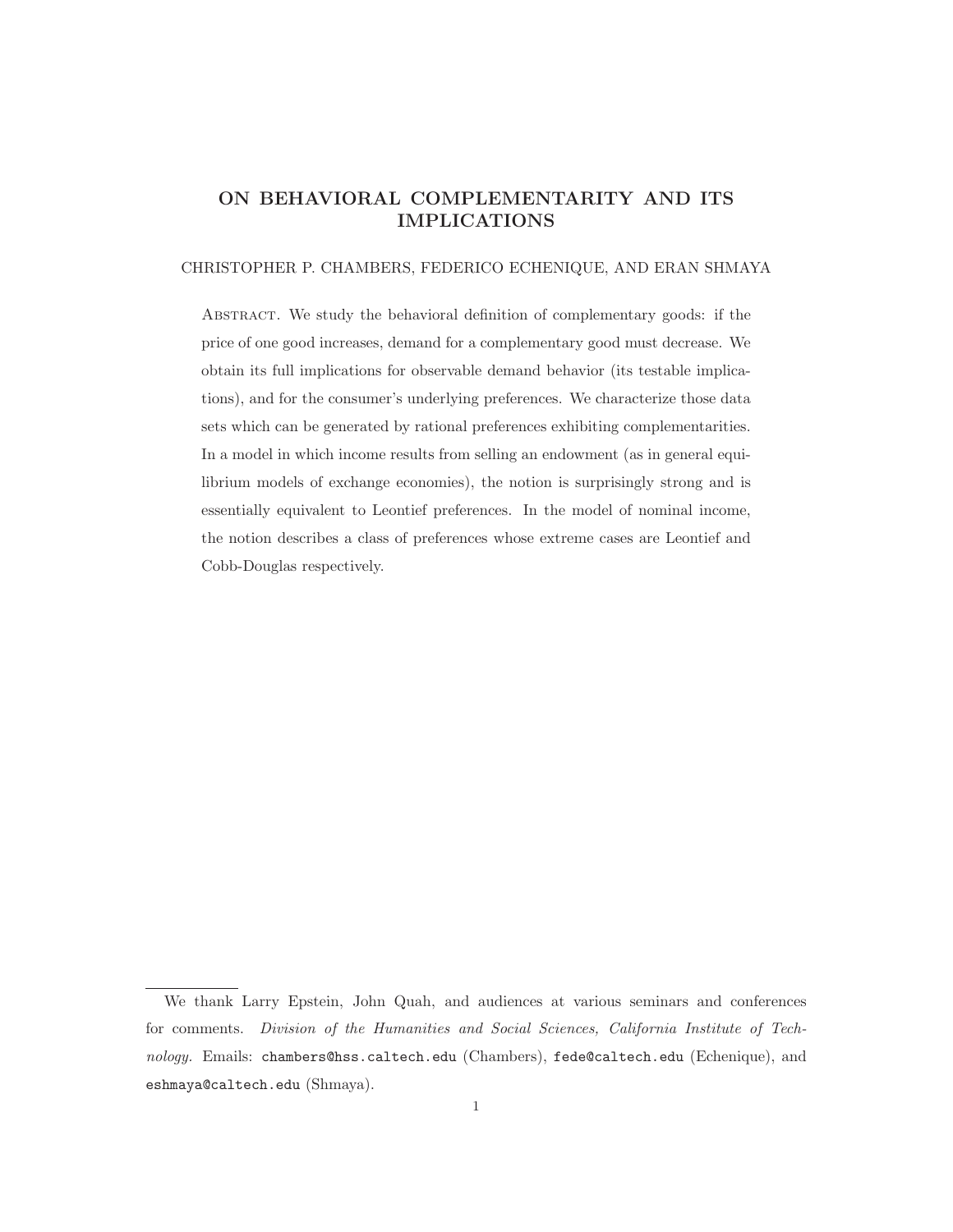# ON BEHAVIORAL COMPLEMENTARITY AND ITS IMPLICATIONS

CHRISTOPHER P. CHAMBERS, FEDERICO ECHENIQUE, AND ERAN SHMAYA

ABSTRACT. We study the behavioral definition of complementary goods: if the price of one good increases, demand for a complementary good must decrease. We obtain its full implications for observable demand behavior (its testable implications), and for the consumer's underlying preferences. We characterize those data sets which can be generated by rational preferences exhibiting complementarities. In a model in which income results from selling an endowment (as in general equilibrium models of exchange economies), the notion is surprisingly strong and is essentially equivalent to Leontief preferences. In the model of nominal income, the notion describes a class of preferences whose extreme cases are Leontief and Cobb-Douglas respectively.

---

We thank Larry Epstein, John Quah, and audiences at various seminars and conferences for comments. *Division of the Humanities and Social Sciences, California Institute of Technology.* Emails: chambers@hss.caltech.edu (Chambers), fede@caltech.edu (Echenique), and eshmaya@caltech.edu (Shmaya).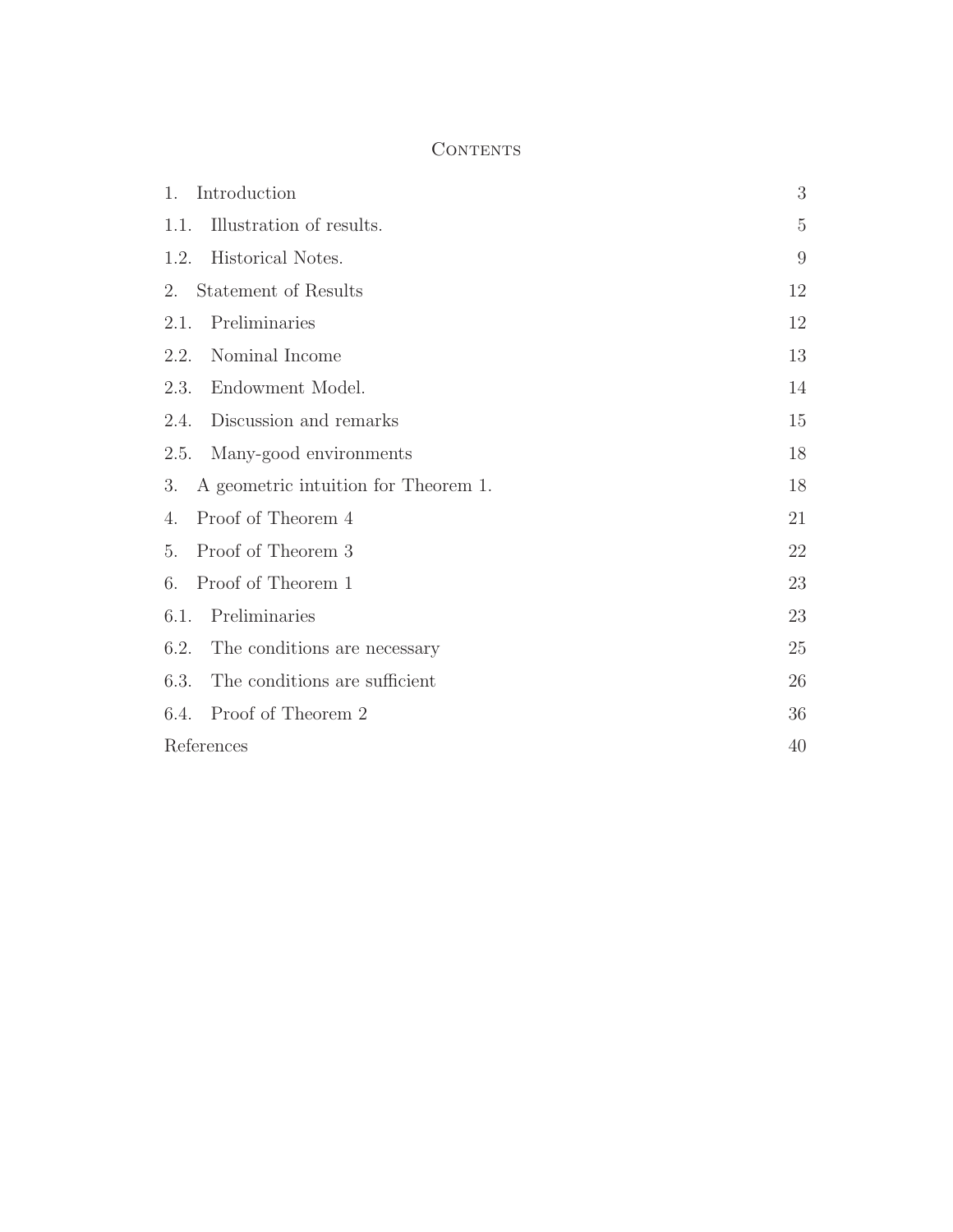# Contents

| | |
|---|---|
| 1. Introduction | 3 |
| 1.1. Illustration of results. | 5 |
| 1.2. Historical Notes. | 9 |
| 2. Statement of Results | 12 |
| 2.1. Preliminaries | 12 |
| 2.2. Nominal Income | 13 |
| 2.3. Endowment Model. | 14 |
| 2.4. Discussion and remarks | 15 |
| 2.5. Many-good environments | 18 |
| 3. A geometric intuition for Theorem 1. | 18 |
| 4. Proof of Theorem 4 | 21 |
| 5. Proof of Theorem 3 | 22 |
| 6. Proof of Theorem 1 | 23 |
| 6.1. Preliminaries | 23 |
| 6.2. The conditions are necessary | 25 |
| 6.3. The conditions are sufficient | 26 |
| 6.4. Proof of Theorem 2 | 36 |
| References | 40 |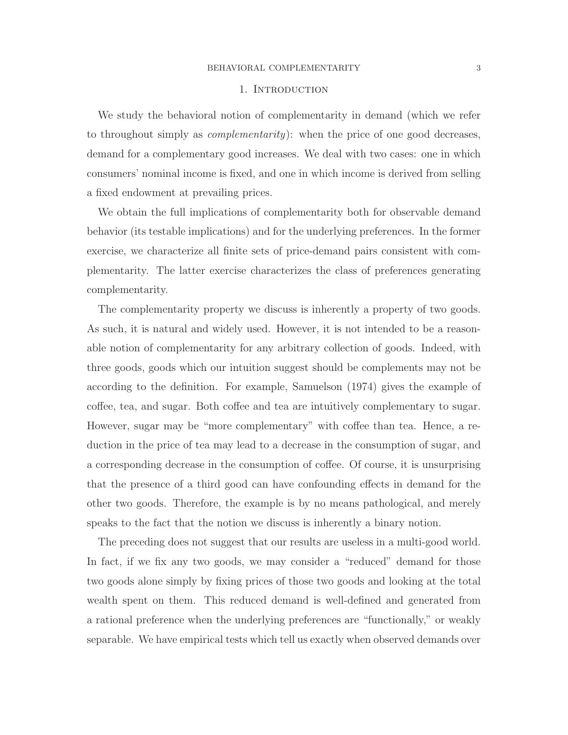# 1. Introduction

We study the behavioral notion of complementarity in demand (which we refer to throughout simply as *complementarity*): when the price of one good decreases, demand for a complementary good increases. We deal with two cases: one in which consumers' nominal income is fixed, and one in which income is derived from selling a fixed endowment at prevailing prices.

We obtain the full implications of complementarity both for observable demand behavior (its testable implications) and for the underlying preferences. In the former exercise, we characterize all finite sets of price-demand pairs consistent with complementarity. The latter exercise characterizes the class of preferences generating complementarity.

The complementarity property we discuss is inherently a property of two goods. As such, it is natural and widely used. However, it is not intended to be a reasonable notion of complementarity for any arbitrary collection of goods. Indeed, with three goods, goods which our intuition suggest should be complements may not be according to the definition. For example, Samuelson (1974) gives the example of coffee, tea, and sugar. Both coffee and tea are intuitively complementary to sugar. However, sugar may be "more complementary" with coffee than tea. Hence, a reduction in the price of tea may lead to a decrease in the consumption of sugar, and a corresponding decrease in the consumption of coffee. Of course, it is unsurprising that the presence of a third good can have confounding effects in demand for the other two goods. Therefore, the example is by no means pathological, and merely speaks to the fact that the notion we discuss is inherently a binary notion.

The preceding does not suggest that our results are useless in a multi-good world. In fact, if we fix any two goods, we may consider a "reduced" demand for those two goods alone simply by fixing prices of those two goods and looking at the total wealth spent on them. This reduced demand is well-defined and generated from a rational preference when the underlying preferences are "functionally," or weakly separable. We have empirical tests which tell us exactly when observed demands over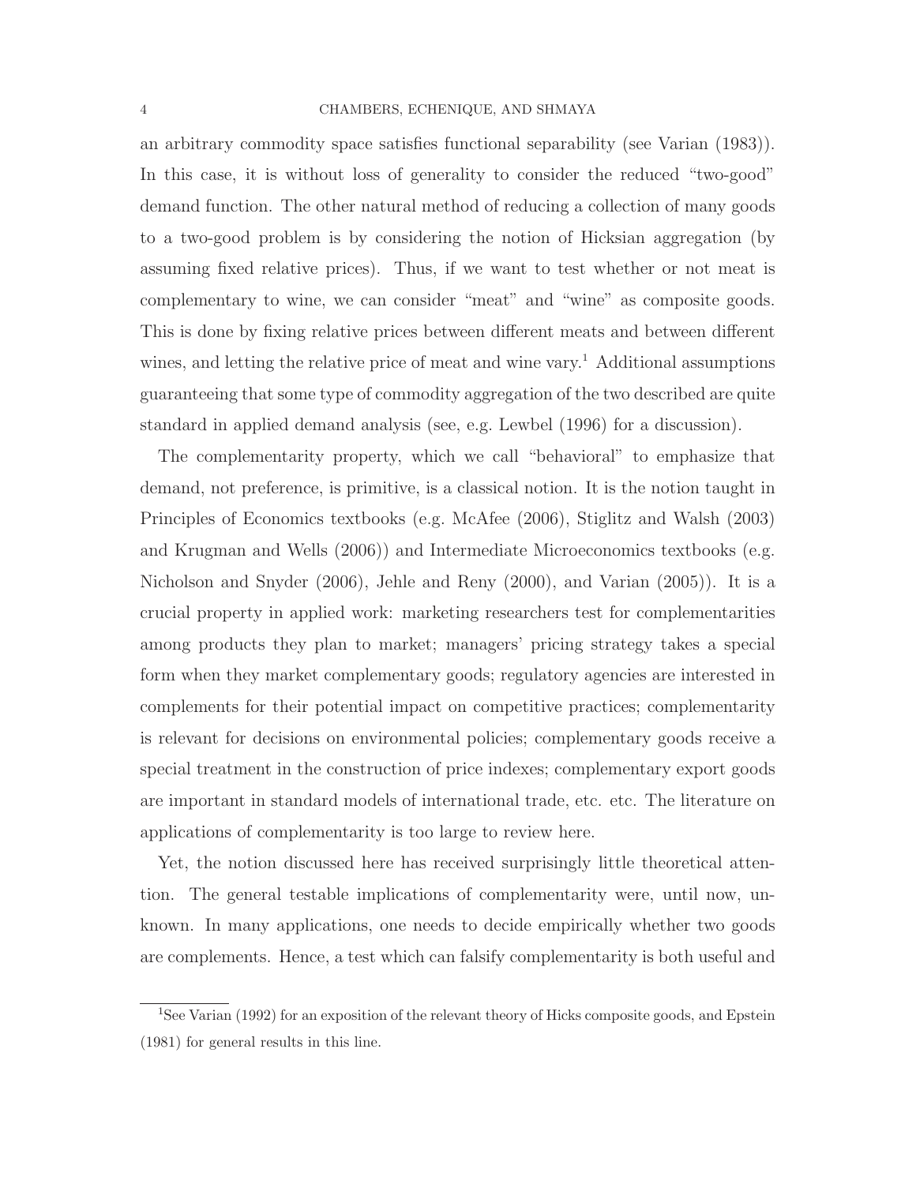an arbitrary commodity space satisfies functional separability (see Varian (1983)). In this case, it is without loss of generality to consider the reduced "two-good" demand function. The other natural method of reducing a collection of many goods to a two-good problem is by considering the notion of Hicksian aggregation (by assuming fixed relative prices). Thus, if we want to test whether or not meat is complementary to wine, we can consider "meat" and "wine" as composite goods. This is done by fixing relative prices between different meats and between different wines, and letting the relative price of meat and wine vary.[1] Additional assumptions guaranteeing that some type of commodity aggregation of the two described are quite standard in applied demand analysis (see, e.g. Lewbel (1996) for a discussion).

The complementarity property, which we call "behavioral" to emphasize that demand, not preference, is primitive, is a classical notion. It is the notion taught in Principles of Economics textbooks (e.g. McAfee (2006), Stiglitz and Walsh (2003) and Krugman and Wells (2006)) and Intermediate Microeconomics textbooks (e.g. Nicholson and Snyder (2006), Jehle and Reny (2000), and Varian (2005)). It is a crucial property in applied work: marketing researchers test for complementarities among products they plan to market; managers' pricing strategy takes a special form when they market complementary goods; regulatory agencies are interested in complements for their potential impact on competitive practices; complementarity is relevant for decisions on environmental policies; complementary goods receive a special treatment in the construction of price indexes; complementary export goods are important in standard models of international trade, etc. etc. The literature on applications of complementarity is too large to review here.

Yet, the notion discussed here has received surprisingly little theoretical attention. The general testable implications of complementarity were, until now, unknown. In many applications, one needs to decide empirically whether two goods are complements. Hence, a test which can falsify complementarity is both useful and

[1] See Varian (1992) for an exposition of the relevant theory of Hicks composite goods, and Epstein (1981) for general results in this line.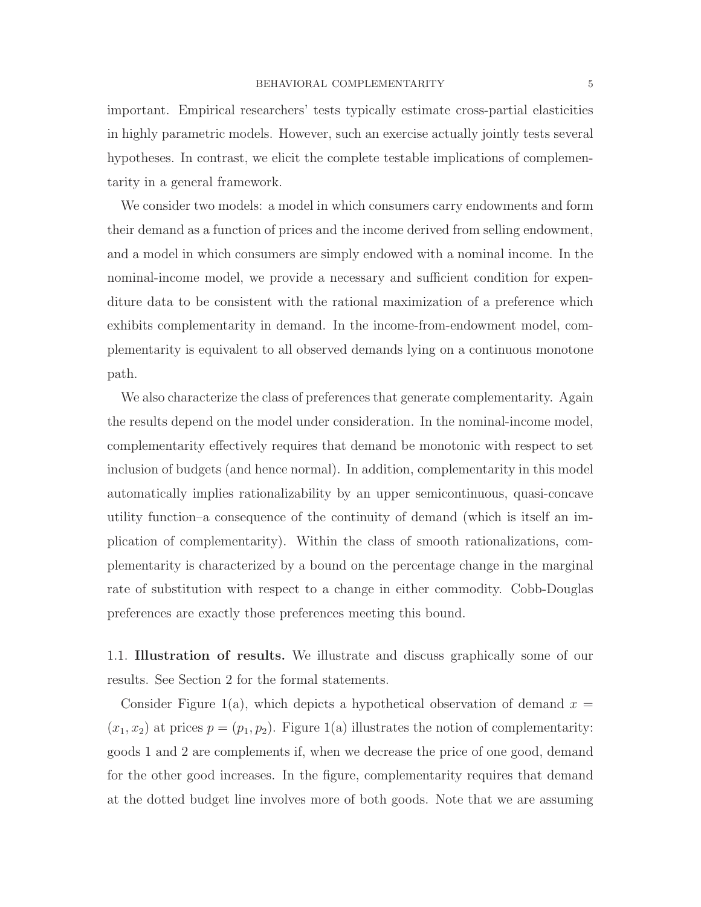important. Empirical researchers' tests typically estimate cross-partial elasticities in highly parametric models. However, such an exercise actually jointly tests several hypotheses. In contrast, we elicit the complete testable implications of complementarity in a general framework.

We consider two models: a model in which consumers carry endowments and form their demand as a function of prices and the income derived from selling endowment, and a model in which consumers are simply endowed with a nominal income. In the nominal-income model, we provide a necessary and sufficient condition for expenditure data to be consistent with the rational maximization of a preference which exhibits complementarity in demand. In the income-from-endowment model, complementarity is equivalent to all observed demands lying on a continuous monotone path.

We also characterize the class of preferences that generate complementarity. Again the results depend on the model under consideration. In the nominal-income model, complementarity effectively requires that demand be monotonic with respect to set inclusion of budgets (and hence normal). In addition, complementarity in this model automatically implies rationalizability by an upper semicontinuous, quasi-concave utility function–a consequence of the continuity of demand (which is itself an implication of complementarity). Within the class of smooth rationalizations, complementarity is characterized by a bound on the percentage change in the marginal rate of substitution with respect to a change in either commodity. Cobb-Douglas preferences are exactly those preferences meeting this bound.

## 1.1. Illustration of results.

We illustrate and discuss graphically some of our results. See Section 2 for the formal statements.

Consider Figure 1(a), which depicts a hypothetical observation of demand $x = (x_1, x_2)$ at prices $p = (p_1, p_2)$. Figure 1(a) illustrates the notion of complementarity: goods 1 and 2 are complements if, when we decrease the price of one good, demand for the other good increases. In the figure, complementarity requires that demand at the dotted budget line involves more of both goods. Note that we are assuming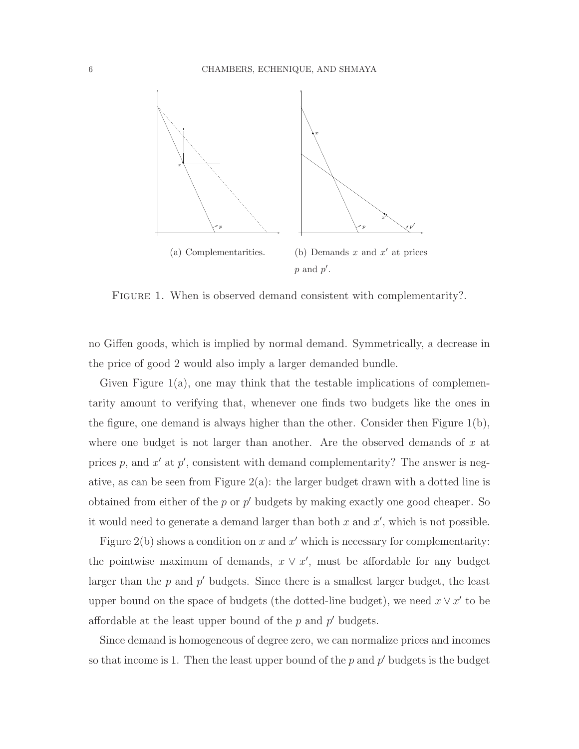(a) Complementarities.

(b) Demands $x$ and $x'$ at prices $p$ and $p'$.

FIGURE 1. When is observed demand consistent with complementarity?.

no Giffen goods, which is implied by normal demand. Symmetrically, a decrease in the price of good 2 would also imply a larger demanded bundle.

Given Figure 1(a), one may think that the testable implications of complementarity amount to verifying that, whenever one finds two budgets like the ones in the figure, one demand is always higher than the other. Consider then Figure 1(b), where one budget is not larger than another. Are the observed demands of $x$ at prices $p$, and $x'$ at $p'$, consistent with demand complementarity? The answer is negative, as can be seen from Figure 2(a): the larger budget drawn with a dotted line is obtained from either of the $p$ or $p'$ budgets by making exactly one good cheaper. So it would need to generate a demand larger than both $x$ and $x'$, which is not possible.

Figure 2(b) shows a condition on $x$ and $x'$ which is necessary for complementarity: the pointwise maximum of demands, $x \vee x'$, must be affordable for any budget larger than the $p$ and $p'$ budgets. Since there is a smallest larger budget, the least upper bound on the space of budgets (the dotted-line budget), we need $x \vee x'$ to be affordable at the least upper bound of the $p$ and $p'$ budgets.

Since demand is homogeneous of degree zero, we can normalize prices and incomes so that income is 1. Then the least upper bound of the $p$ and $p'$ budgets is the budget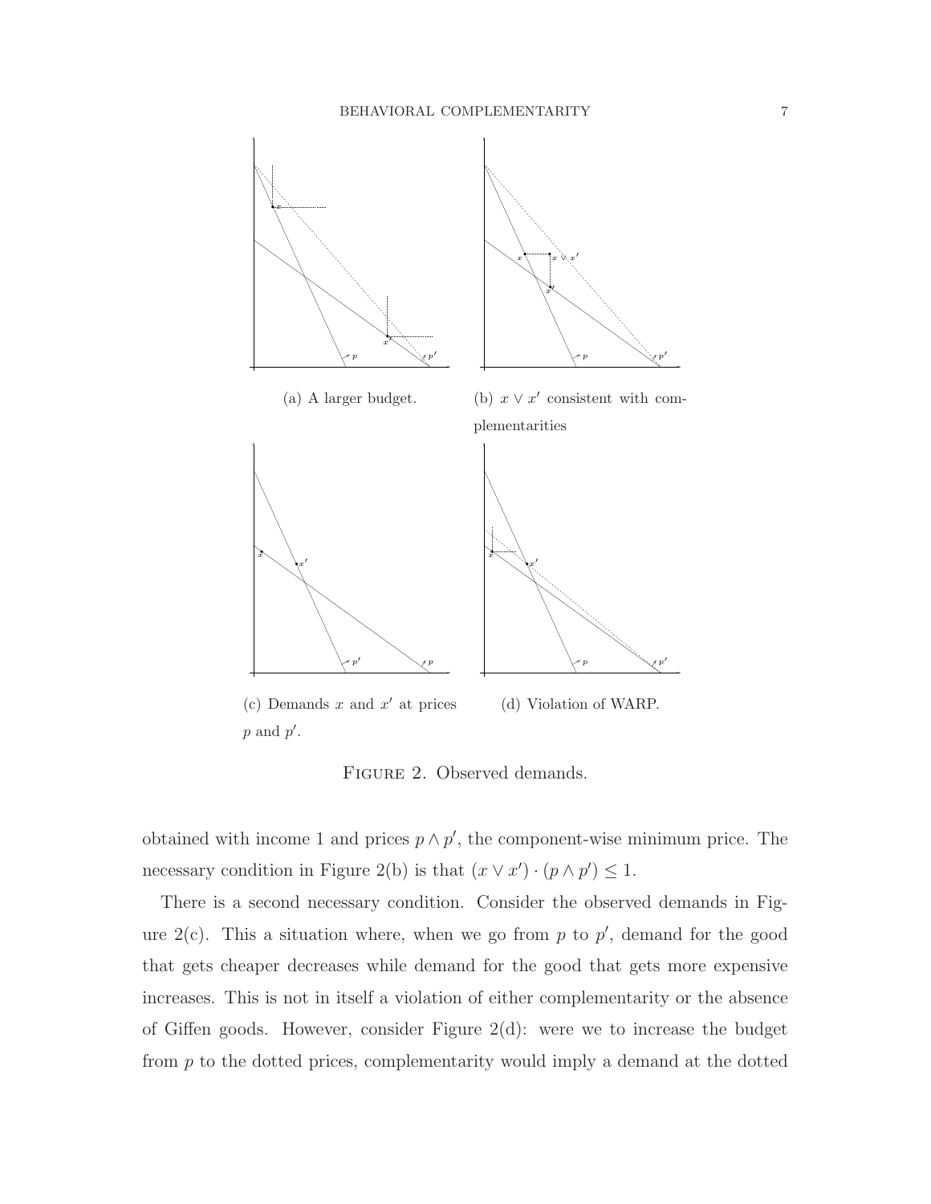(a) A larger budget.

(b) $x \vee x'$ consistent with complementarities

(c) Demands $x$ and $x'$ at prices $p$ and $p'$.

(d) Violation of WARP.

FIGURE 2. Observed demands.

obtained with income 1 and prices $p \wedge p'$, the component-wise minimum price. The necessary condition in Figure 2(b) is that $(x \vee x') \cdot (p \wedge p') \leq 1$.

There is a second necessary condition. Consider the observed demands in Figure 2(c). This a situation where, when we go from $p$ to $p'$, demand for the good that gets cheaper decreases while demand for the good that gets more expensive increases. This is not in itself a violation of either complementarity or the absence of Giffen goods. However, consider Figure 2(d): were we to increase the budget from $p$ to the dotted prices, complementarity would imply a demand at the dotted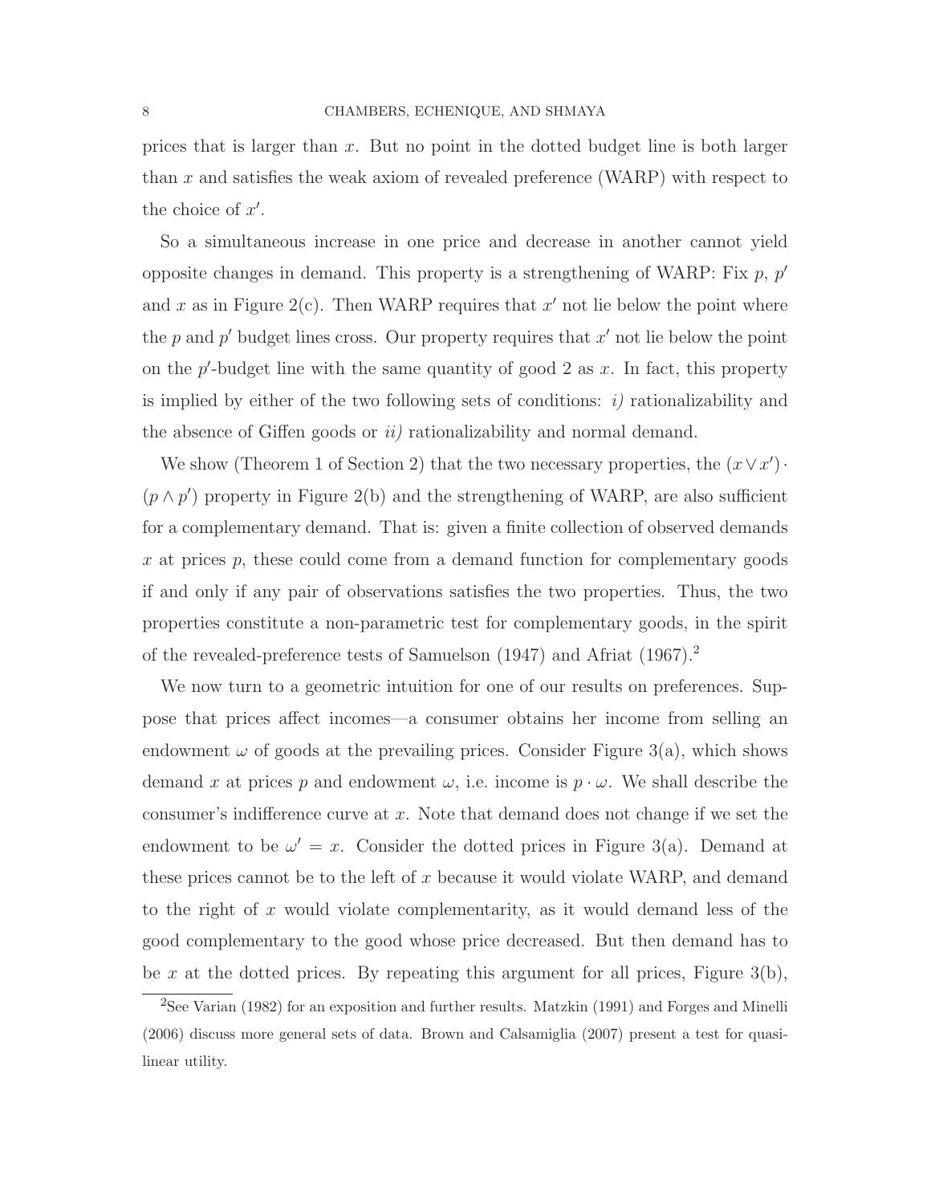prices that is larger than $x$. But no point in the dotted budget line is both larger than $x$ and satisfies the weak axiom of revealed preference (WARP) with respect to the choice of $x'$.

So a simultaneous increase in one price and decrease in another cannot yield opposite changes in demand. This property is a strengthening of WARP: Fix $p$, $p'$ and $x$ as in Figure 2(c). Then WARP requires that $x'$ not lie below the point where the $p$ and $p'$ budget lines cross. Our property requires that $x'$ not lie below the point on the $p'$-budget line with the same quantity of good 2 as $x$. In fact, this property is implied by either of the two following sets of conditions: *i)* rationalizability and the absence of Giffen goods or *ii)* rationalizability and normal demand.

We show (Theorem 1 of Section 2) that the two necessary properties, the $(x \vee x') \cdot (p \wedge p')$ property in Figure 2(b) and the strengthening of WARP, are also sufficient for a complementary demand. That is: given a finite collection of observed demands $x$ at prices $p$, these could come from a demand function for complementary goods if and only if any pair of observations satisfies the two properties. Thus, the two properties constitute a non-parametric test for complementary goods, in the spirit of the revealed-preference tests of Samuelson (1947) and Afriat (1967).[2]

We now turn to a geometric intuition for one of our results on preferences. Suppose that prices affect incomes—a consumer obtains her income from selling an endowment $\omega$ of goods at the prevailing prices. Consider Figure 3(a), which shows demand $x$ at prices $p$ and endowment $\omega$, i.e. income is $p \cdot \omega$. We shall describe the consumer's indifference curve at $x$. Note that demand does not change if we set the endowment to be $\omega' = x$. Consider the dotted prices in Figure 3(a). Demand at these prices cannot be to the left of $x$ because it would violate WARP, and demand to the right of $x$ would violate complementarity, as it would demand less of the good complementary to the good whose price decreased. But then demand has to be $x$ at the dotted prices. By repeating this argument for all prices, Figure 3(b),

[2]See Varian (1982) for an exposition and further results. Matzkin (1991) and Forges and Minelli (2006) discuss more general sets of data. Brown and Calsamiglia (2007) present a test for quasi-linear utility.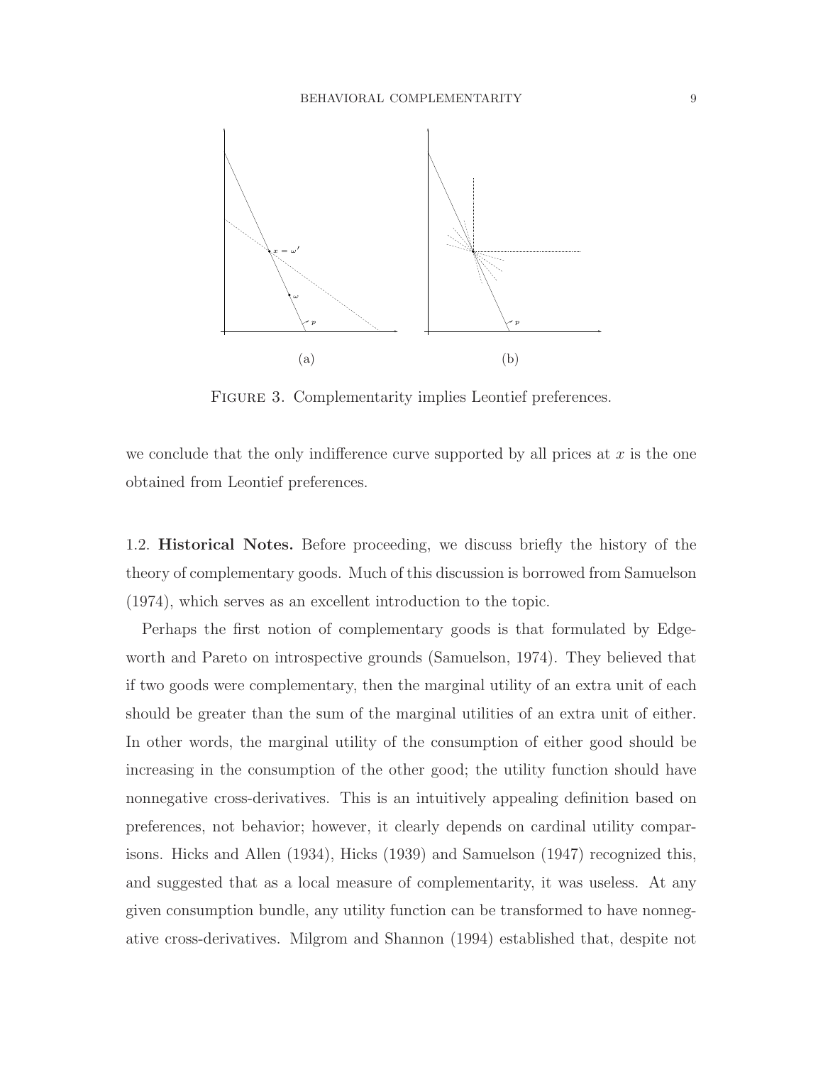FIGURE 3. Complementarity implies Leontief preferences.

we conclude that the only indifference curve supported by all prices at $x$ is the one obtained from Leontief preferences.

1.2. **Historical Notes.** Before proceeding, we discuss briefly the history of the theory of complementary goods. Much of this discussion is borrowed from Samuelson (1974), which serves as an excellent introduction to the topic.

Perhaps the first notion of complementary goods is that formulated by Edgeworth and Pareto on introspective grounds (Samuelson, 1974). They believed that if two goods were complementary, then the marginal utility of an extra unit of each should be greater than the sum of the marginal utilities of an extra unit of either. In other words, the marginal utility of the consumption of either good should be increasing in the consumption of the other good; the utility function should have nonnegative cross-derivatives. This is an intuitively appealing definition based on preferences, not behavior; however, it clearly depends on cardinal utility comparisons. Hicks and Allen (1934), Hicks (1939) and Samuelson (1947) recognized this, and suggested that as a local measure of complementarity, it was useless. At any given consumption bundle, any utility function can be transformed to have nonnegative cross-derivatives. Milgrom and Shannon (1994) established that, despite not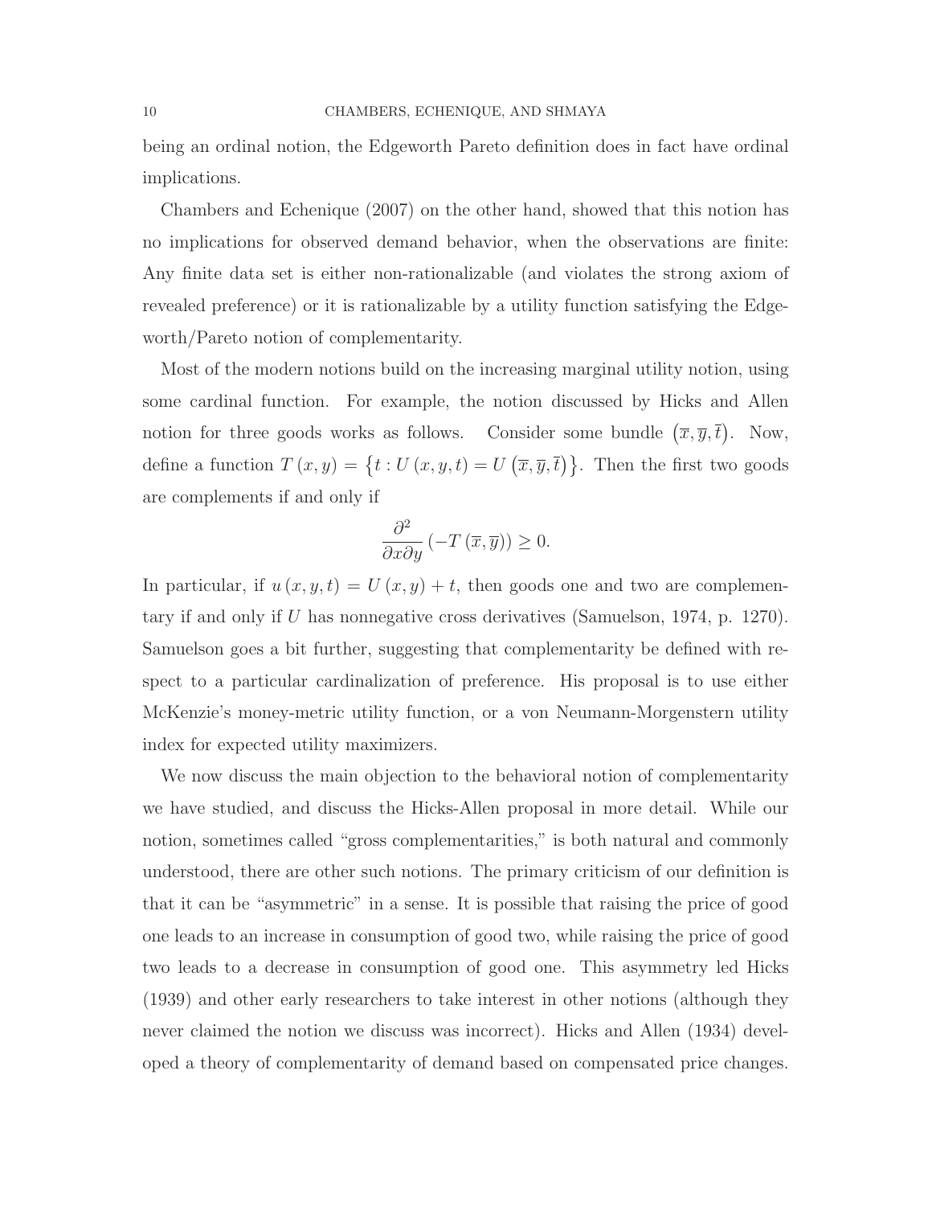being an ordinal notion, the Edgeworth Pareto definition does in fact have ordinal implications.

Chambers and Echenique (2007) on the other hand, showed that this notion has no implications for observed demand behavior, when the observations are finite: Any finite data set is either non-rationalizable (and violates the strong axiom of revealed preference) or it is rationalizable by a utility function satisfying the Edgeworth/Pareto notion of complementarity.

Most of the modern notions build on the increasing marginal utility notion, using some cardinal function. For example, the notion discussed by Hicks and Allen notion for three goods works as follows. Consider some bundle $(\overline{x}, \overline{y}, \overline{t})$. Now, define a function $T(x, y) = \{t : U(x, y, t) = U(\overline{x}, \overline{y}, \overline{t})\}$. Then the first two goods are complements if and only if

$$\frac{\partial^2}{\partial x \partial y}(-T(\overline{x}, \overline{y})) \geq 0.$$

In particular, if $u(x, y, t) = U(x, y) + t$, then goods one and two are complementary if and only if $U$ has nonnegative cross derivatives (Samuelson, 1974, p. 1270). Samuelson goes a bit further, suggesting that complementarity be defined with respect to a particular cardinalization of preference. His proposal is to use either McKenzie's money-metric utility function, or a von Neumann-Morgenstern utility index for expected utility maximizers.

We now discuss the main objection to the behavioral notion of complementarity we have studied, and discuss the Hicks-Allen proposal in more detail. While our notion, sometimes called "gross complementarities," is both natural and commonly understood, there are other such notions. The primary criticism of our definition is that it can be "asymmetric" in a sense. It is possible that raising the price of good one leads to an increase in consumption of good two, while raising the price of good two leads to a decrease in consumption of good one. This asymmetry led Hicks (1939) and other early researchers to take interest in other notions (although they never claimed the notion we discuss was incorrect). Hicks and Allen (1934) developed a theory of complementarity of demand based on compensated price changes.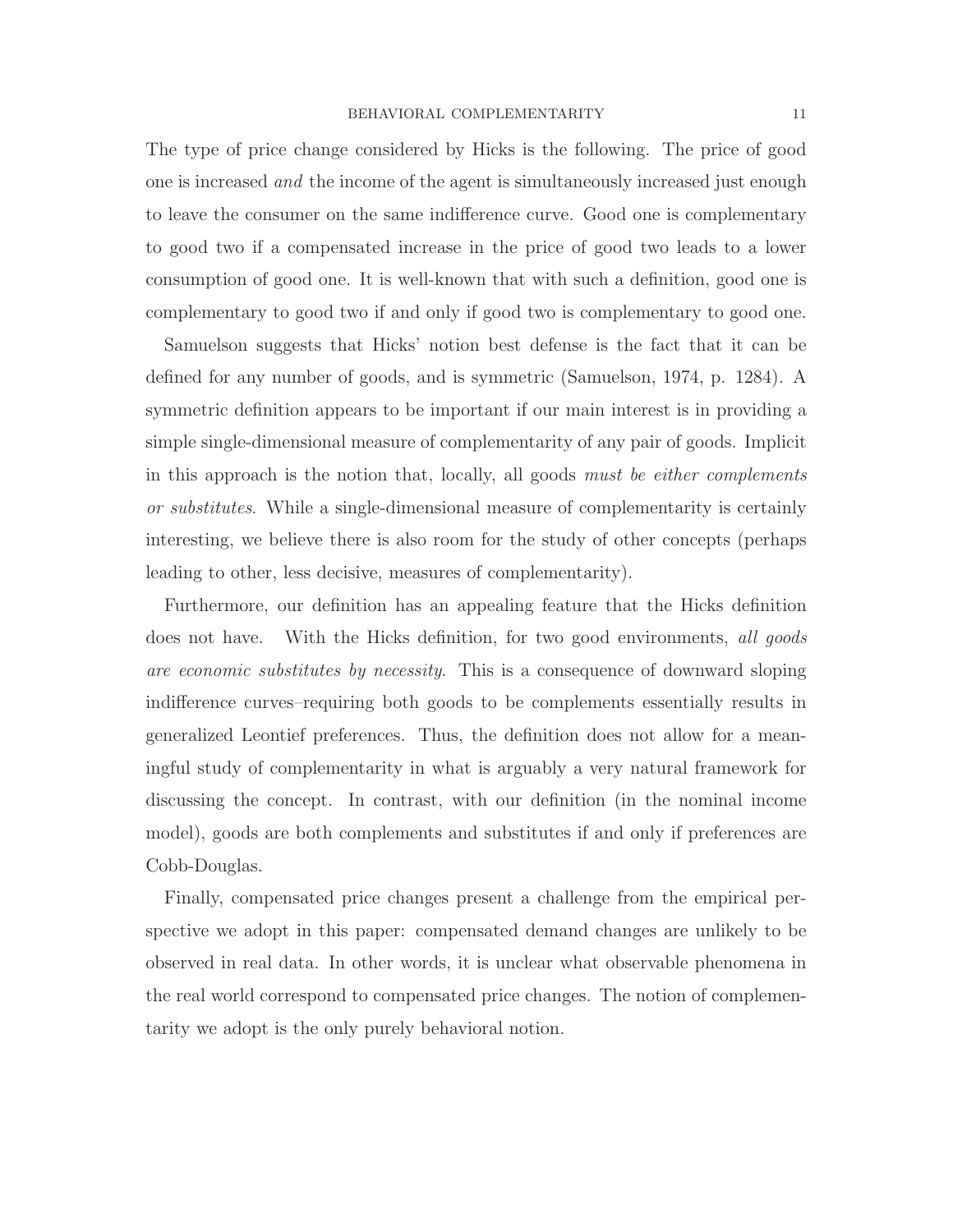The type of price change considered by Hicks is the following. The price of good one is increased *and* the income of the agent is simultaneously increased just enough to leave the consumer on the same indifference curve. Good one is complementary to good two if a compensated increase in the price of good two leads to a lower consumption of good one. It is well-known that with such a definition, good one is complementary to good two if and only if good two is complementary to good one.

Samuelson suggests that Hicks' notion best defense is the fact that it can be defined for any number of goods, and is symmetric (Samuelson, 1974, p. 1284). A symmetric definition appears to be important if our main interest is in providing a simple single-dimensional measure of complementarity of any pair of goods. Implicit in this approach is the notion that, locally, all goods *must be either complements or substitutes*. While a single-dimensional measure of complementarity is certainly interesting, we believe there is also room for the study of other concepts (perhaps leading to other, less decisive, measures of complementarity).

Furthermore, our definition has an appealing feature that the Hicks definition does not have. With the Hicks definition, for two good environments, *all goods are economic substitutes by necessity*. This is a consequence of downward sloping indifference curves–requiring both goods to be complements essentially results in generalized Leontief preferences. Thus, the definition does not allow for a meaningful study of complementarity in what is arguably a very natural framework for discussing the concept. In contrast, with our definition (in the nominal income model), goods are both complements and substitutes if and only if preferences are Cobb-Douglas.

Finally, compensated price changes present a challenge from the empirical perspective we adopt in this paper: compensated demand changes are unlikely to be observed in real data. In other words, it is unclear what observable phenomena in the real world correspond to compensated price changes. The notion of complementarity we adopt is the only purely behavioral notion.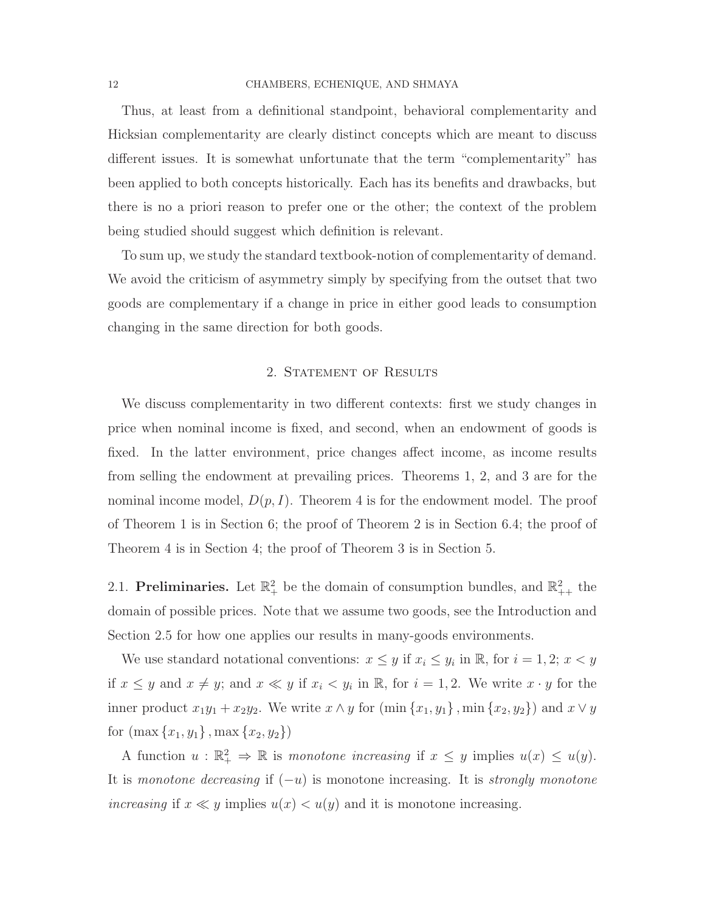Thus, at least from a definitional standpoint, behavioral complementarity and Hicksian complementarity are clearly distinct concepts which are meant to discuss different issues. It is somewhat unfortunate that the term "complementarity" has been applied to both concepts historically. Each has its benefits and drawbacks, but there is no a priori reason to prefer one or the other; the context of the problem being studied should suggest which definition is relevant.

To sum up, we study the standard textbook-notion of complementarity of demand. We avoid the criticism of asymmetry simply by specifying from the outset that two goods are complementary if a change in price in either good leads to consumption changing in the same direction for both goods.

## 2. Statement of Results

We discuss complementarity in two different contexts: first we study changes in price when nominal income is fixed, and second, when an endowment of goods is fixed. In the latter environment, price changes affect income, as income results from selling the endowment at prevailing prices. Theorems 1, 2, and 3 are for the nominal income model, $D(p, I)$. Theorem 4 is for the endowment model. The proof of Theorem 1 is in Section 6; the proof of Theorem 2 is in Section 6.4; the proof of Theorem 4 is in Section 4; the proof of Theorem 3 is in Section 5.

### 2.1. Preliminaries.

Let $\mathbb{R}^2_+$ be the domain of consumption bundles, and $\mathbb{R}^2_{++}$ the domain of possible prices. Note that we assume two goods, see the Introduction and Section 2.5 for how one applies our results in many-goods environments.

We use standard notational conventions: $x \leq y$ if $x_i \leq y_i$ in $\mathbb{R}$, for $i = 1, 2$; $x < y$ if $x \leq y$ and $x \neq y$; and $x \ll y$ if $x_i < y_i$ in $\mathbb{R}$, for $i = 1, 2$. We write $x \cdot y$ for the inner product $x_1 y_1 + x_2 y_2$. We write $x \wedge y$ for $(\min\{x_1, y_1\}, \min\{x_2, y_2\})$ and $x \vee y$ for $(\max\{x_1, y_1\}, \max\{x_2, y_2\})$

A function $u : \mathbb{R}^2_+ \Rightarrow \mathbb{R}$ is *monotone increasing* if $x \leq y$ implies $u(x) \leq u(y)$. It is *monotone decreasing* if $(-u)$ is monotone increasing. It is *strongly monotone increasing* if $x \ll y$ implies $u(x) < u(y)$ and it is monotone increasing.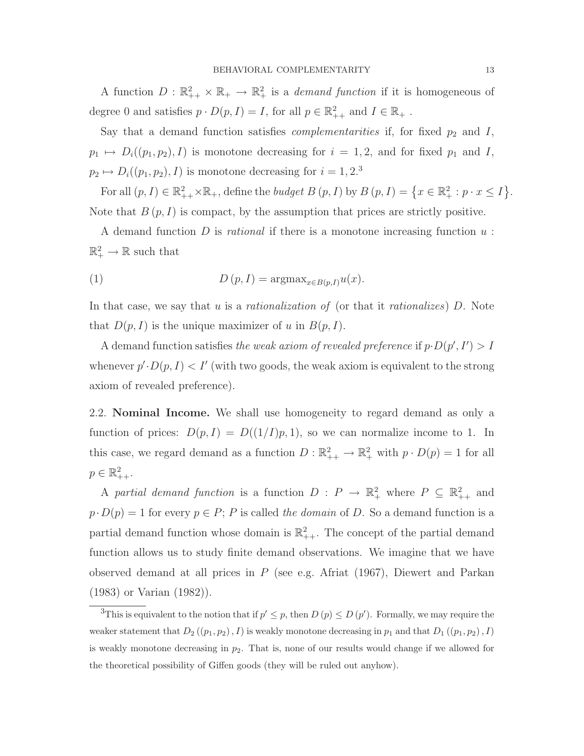A function $D : \mathbb{R}^2_{++} \times \mathbb{R}_+ \to \mathbb{R}^2_+$ is a *demand function* if it is homogeneous of degree 0 and satisfies $p \cdot D(p, I) = I$, for all $p \in \mathbb{R}^2_{++}$ and $I \in \mathbb{R}_+$ .

Say that a demand function satisfies *complementarities* if, for fixed $p_2$ and $I$, $p_1 \mapsto D_i((p_1, p_2), I)$ is monotone decreasing for $i = 1, 2$, and for fixed $p_1$ and $I$, $p_2 \mapsto D_i((p_1, p_2), I)$ is monotone decreasing for $i = 1, 2$.[3]

For all $(p, I) \in \mathbb{R}^2_{++} \times \mathbb{R}_+$, define the *budget* $B(p, I)$ by $B(p, I) = \{x \in \mathbb{R}^2_+ : p \cdot x \leq I\}$. Note that $B(p, I)$ is compact, by the assumption that prices are strictly positive.

A demand function $D$ is *rational* if there is a monotone increasing function $u : \mathbb{R}^2_+ \to \mathbb{R}$ such that

$$D(p, I) = \text{argmax}_{x \in B(p,I)} u(x). \tag{1}$$

In that case, we say that $u$ is a *rationalization of* (or that it *rationalizes*) $D$. Note that $D(p, I)$ is the unique maximizer of $u$ in $B(p, I)$.

A demand function satisfies *the weak axiom of revealed preference* if $p \cdot D(p', I') > I$ whenever $p' \cdot D(p, I) < I'$ (with two goods, the weak axiom is equivalent to the strong axiom of revealed preference).

## 2.2. Nominal Income.

We shall use homogeneity to regard demand as only a function of prices: $D(p, I) = D((1/I)p, 1)$, so we can normalize income to 1. In this case, we regard demand as a function $D : \mathbb{R}^2_{++} \to \mathbb{R}^2_+$ with $p \cdot D(p) = 1$ for all $p \in \mathbb{R}^2_{++}$.

A *partial demand function* is a function $D : P \to \mathbb{R}^2_+$ where $P \subseteq \mathbb{R}^2_{++}$ and $p \cdot D(p) = 1$ for every $p \in P$; $P$ is called *the domain* of $D$. So a demand function is a partial demand function whose domain is $\mathbb{R}^2_{++}$. The concept of the partial demand function allows us to study finite demand observations. We imagine that we have observed demand at all prices in $P$ (see e.g. Afriat (1967), Diewert and Parkan (1983) or Varian (1982)).

[3] This is equivalent to the notion that if $p' \leq p$, then $D(p) \leq D(p')$. Formally, we may require the weaker statement that $D_2((p_1, p_2), I)$ is weakly monotone decreasing in $p_1$ and that $D_1((p_1, p_2), I)$ is weakly monotone decreasing in $p_2$. That is, none of our results would change if we allowed for the theoretical possibility of Giffen goods (they will be ruled out anyhow).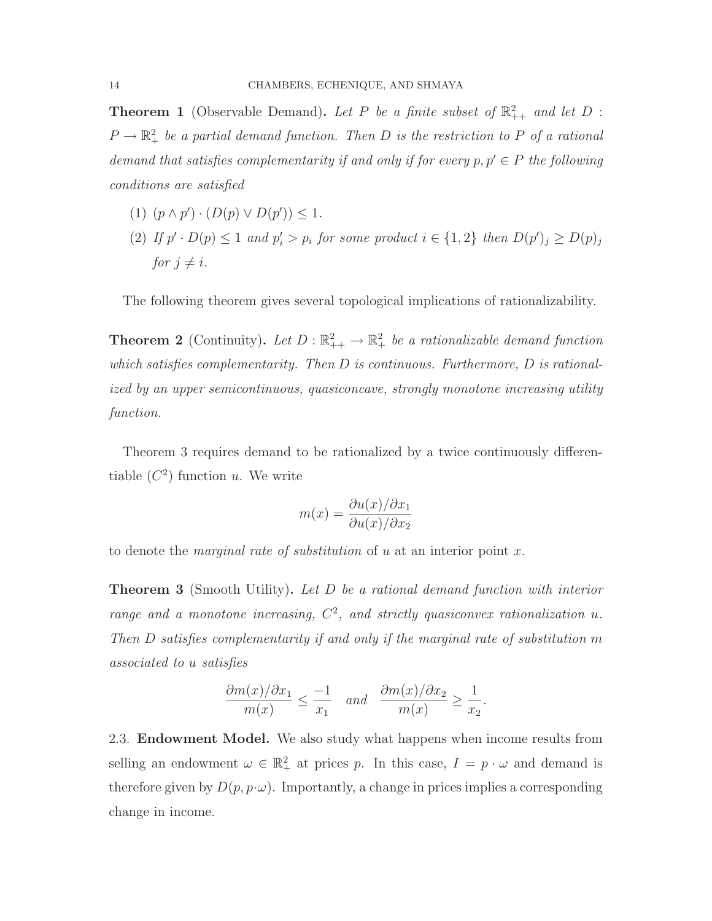**Theorem 1** (Observable Demand)**.** *Let $P$ be a finite subset of $\mathbb{R}^2_{++}$ and let $D : P \to \mathbb{R}^2_+$ be a partial demand function. Then $D$ is the restriction to $P$ of a rational demand that satisfies complementarity if and only if for every $p, p' \in P$ the following conditions are satisfied*

1. $(p \wedge p') \cdot (D(p) \vee D(p')) \leq 1$.
2. *If $p' \cdot D(p) \leq 1$ and $p'_i > p_i$ for some product $i \in \{1, 2\}$ then $D(p')_j \geq D(p)_j$ for $j \neq i$.*

The following theorem gives several topological implications of rationalizability.

**Theorem 2** (Continuity)**.** *Let $D : \mathbb{R}^2_{++} \to \mathbb{R}^2_+$ be a rationalizable demand function which satisfies complementarity. Then $D$ is continuous. Furthermore, $D$ is rationalized by an upper semicontinuous, quasiconcave, strongly monotone increasing utility function.*

Theorem 3 requires demand to be rationalized by a twice continuously differentiable ($C^2$) function $u$. We write

$$m(x) = \frac{\partial u(x)/\partial x_1}{\partial u(x)/\partial x_2}$$

to denote the *marginal rate of substitution* of $u$ at an interior point $x$.

**Theorem 3** (Smooth Utility)**.** *Let $D$ be a rational demand function with interior range and a monotone increasing, $C^2$, and strictly quasiconvex rationalization $u$. Then $D$ satisfies complementarity if and only if the marginal rate of substitution $m$ associated to $u$ satisfies*

$$\frac{\partial m(x)/\partial x_1}{m(x)} \leq \frac{-1}{x_1} \quad \textit{and} \quad \frac{\partial m(x)/\partial x_2}{m(x)} \geq \frac{1}{x_2}.$$

2.3. **Endowment Model.** We also study what happens when income results from selling an endowment $\omega \in \mathbb{R}^2_+$ at prices $p$. In this case, $I = p \cdot \omega$ and demand is therefore given by $D(p, p \cdot \omega)$. Importantly, a change in prices implies a corresponding change in income.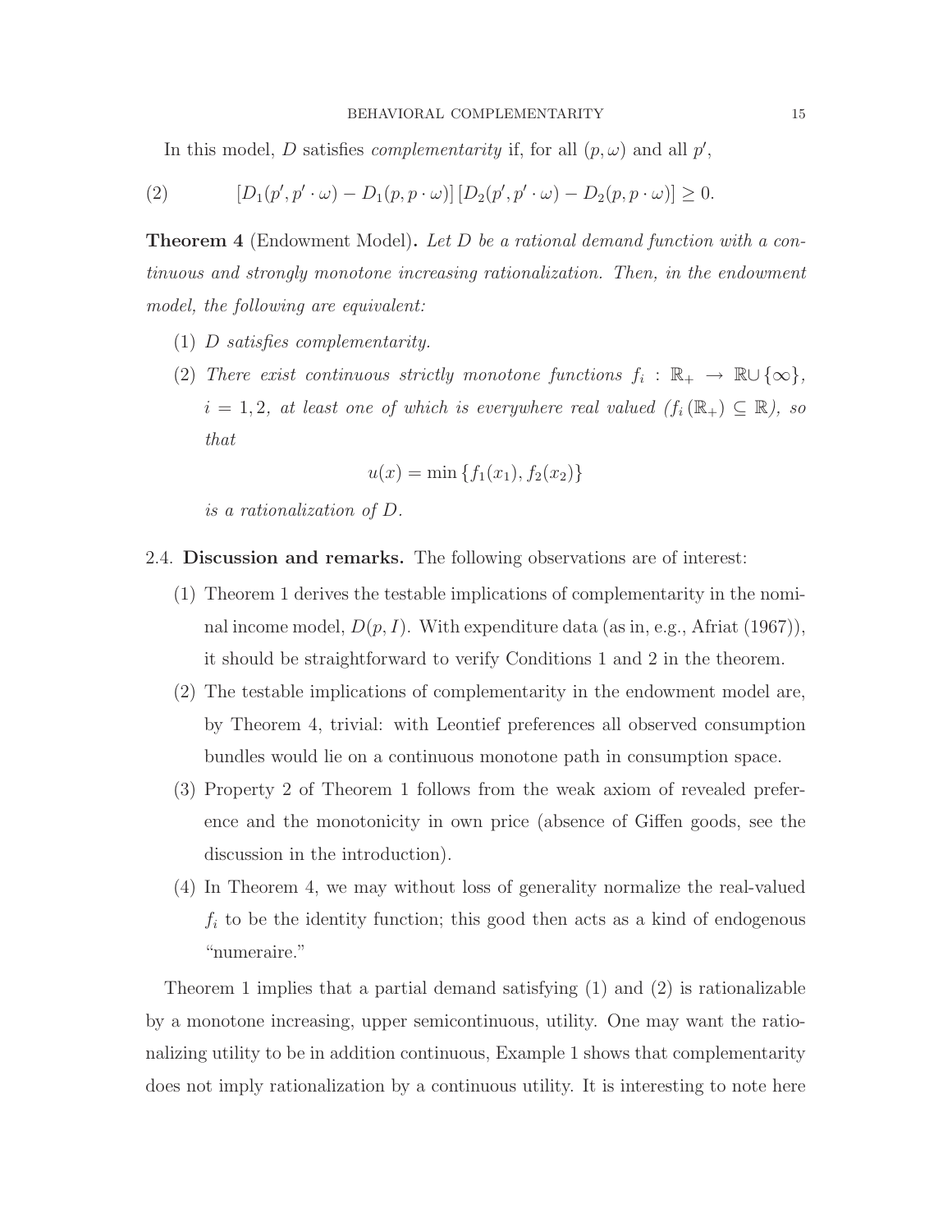In this model, $D$ satisfies *complementarity* if, for all $(p, \omega)$ and all $p'$,

$$
[D_1(p', p' \cdot \omega) - D_1(p, p \cdot \omega)] [D_2(p', p' \cdot \omega) - D_2(p, p \cdot \omega)] \geq 0. \tag{2}
$$

**Theorem 4** (Endowment Model)**.** *Let $D$ be a rational demand function with a continuous and strongly monotone increasing rationalization. Then, in the endowment model, the following are equivalent:*

1. *$D$ satisfies complementarity.*
2. *There exist continuous strictly monotone functions $f_i : \mathbb{R}_+ \to \mathbb{R} \cup \{\infty\}$, $i = 1, 2$, at least one of which is everywhere real valued ($f_i(\mathbb{R}_+) \subseteq \mathbb{R}$), so that*

   $$u(x) = \min \{f_1(x_1), f_2(x_2)\}$$

   *is a rationalization of $D$.*

2.4. **Discussion and remarks.** The following observations are of interest:

1. Theorem 1 derives the testable implications of complementarity in the nominal income model, $D(p, I)$. With expenditure data (as in, e.g., Afriat (1967)), it should be straightforward to verify Conditions 1 and 2 in the theorem.
2. The testable implications of complementarity in the endowment model are, by Theorem 4, trivial: with Leontief preferences all observed consumption bundles would lie on a continuous monotone path in consumption space.
3. Property 2 of Theorem 1 follows from the weak axiom of revealed preference and the monotonicity in own price (absence of Giffen goods, see the discussion in the introduction).
4. In Theorem 4, we may without loss of generality normalize the real-valued $f_i$ to be the identity function; this good then acts as a kind of endogenous "numeraire."

Theorem 1 implies that a partial demand satisfying (1) and (2) is rationalizable by a monotone increasing, upper semicontinuous, utility. One may want the rationalizing utility to be in addition continuous, Example 1 shows that complementarity does not imply rationalization by a continuous utility. It is interesting to note here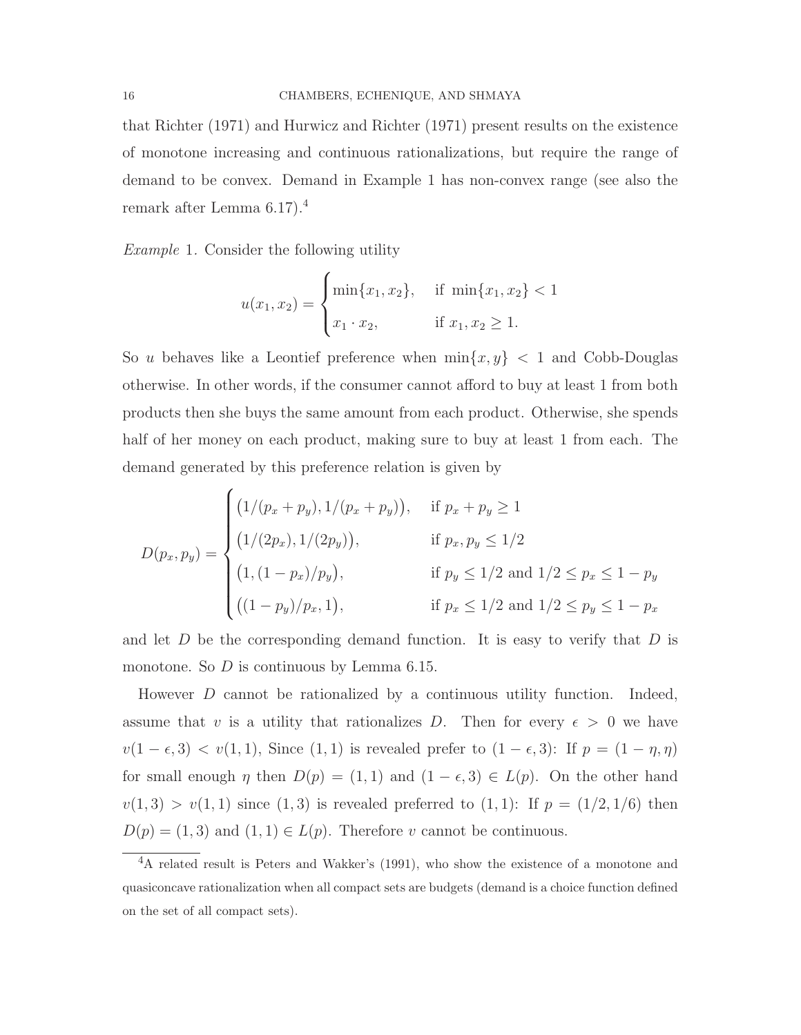that Richter (1971) and Hurwicz and Richter (1971) present results on the existence of monotone increasing and continuous rationalizations, but require the range of demand to be convex. Demand in Example 1 has non-convex range (see also the remark after Lemma 6.17).[4]

*Example* 1. Consider the following utility

$$u(x_1, x_2) = \begin{cases} \min\{x_1, x_2\}, & \text{if } \min\{x_1, x_2\} < 1 \\ x_1 \cdot x_2, & \text{if } x_1, x_2 \geq 1. \end{cases}$$

So $u$ behaves like a Leontief preference when $\min\{x, y\} < 1$ and Cobb-Douglas otherwise. In other words, if the consumer cannot afford to buy at least 1 from both products then she buys the same amount from each product. Otherwise, she spends half of her money on each product, making sure to buy at least 1 from each. The demand generated by this preference relation is given by

$$D(p_x, p_y) = \begin{cases} \big(1/(p_x + p_y), 1/(p_x + p_y)\big), & \text{if } p_x + p_y \geq 1 \\ \big(1/(2p_x), 1/(2p_y)\big), & \text{if } p_x, p_y \leq 1/2 \\ \big(1, (1 - p_x)/p_y\big), & \text{if } p_y \leq 1/2 \text{ and } 1/2 \leq p_x \leq 1 - p_y \\ \big((1 - p_y)/p_x, 1\big), & \text{if } p_x \leq 1/2 \text{ and } 1/2 \leq p_y \leq 1 - p_x \end{cases}$$

and let $D$ be the corresponding demand function. It is easy to verify that $D$ is monotone. So $D$ is continuous by Lemma 6.15.

However $D$ cannot be rationalized by a continuous utility function. Indeed, assume that $v$ is a utility that rationalizes $D$. Then for every $\epsilon > 0$ we have $v(1 - \epsilon, 3) < v(1, 1)$, Since $(1, 1)$ is revealed prefer to $(1 - \epsilon, 3)$: If $p = (1 - \eta, \eta)$ for small enough $\eta$ then $D(p) = (1, 1)$ and $(1 - \epsilon, 3) \in L(p)$. On the other hand $v(1, 3) > v(1, 1)$ since $(1, 3)$ is revealed preferred to $(1, 1)$: If $p = (1/2, 1/6)$ then $D(p) = (1, 3)$ and $(1, 1) \in L(p)$. Therefore $v$ cannot be continuous.

[4] A related result is Peters and Wakker's (1991), who show the existence of a monotone and quasiconcave rationalization when all compact sets are budgets (demand is a choice function defined on the set of all compact sets).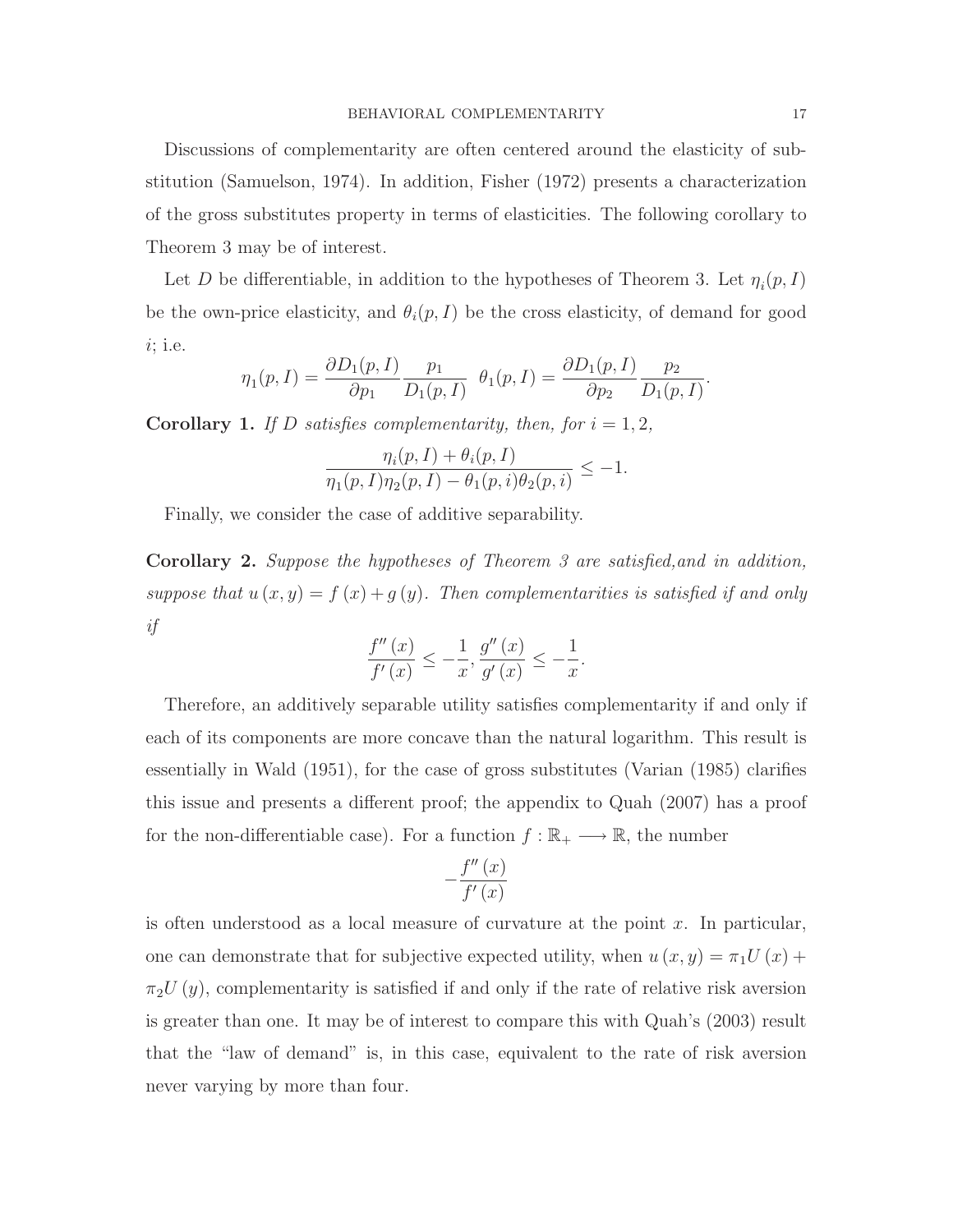Discussions of complementarity are often centered around the elasticity of substitution (Samuelson, 1974). In addition, Fisher (1972) presents a characterization of the gross substitutes property in terms of elasticities. The following corollary to Theorem 3 may be of interest.

Let $D$ be differentiable, in addition to the hypotheses of Theorem 3. Let $\eta_i(p, I)$ be the own-price elasticity, and $\theta_i(p, I)$ be the cross elasticity, of demand for good $i$; i.e.

$$\eta_1(p, I) = \frac{\partial D_1(p, I)}{\partial p_1} \frac{p_1}{D_1(p, I)} \quad \theta_1(p, I) = \frac{\partial D_1(p, I)}{\partial p_2} \frac{p_2}{D_1(p, I)}.$$

**Corollary 1.** *If $D$ satisfies complementarity, then, for $i = 1, 2$,*

$$\frac{\eta_i(p, I) + \theta_i(p, I)}{\eta_1(p, I)\eta_2(p, I) - \theta_1(p, i)\theta_2(p, i)} \leq -1.$$

Finally, we consider the case of additive separability.

**Corollary 2.** *Suppose the hypotheses of Theorem 3 are satisfied,and in addition, suppose that $u(x, y) = f(x) + g(y)$. Then complementarities is satisfied if and only if*

$$\frac{f''(x)}{f'(x)} \leq -\frac{1}{x}, \frac{g''(x)}{g'(x)} \leq -\frac{1}{x}.$$

Therefore, an additively separable utility satisfies complementarity if and only if each of its components are more concave than the natural logarithm. This result is essentially in Wald (1951), for the case of gross substitutes (Varian (1985) clarifies this issue and presents a different proof; the appendix to Quah (2007) has a proof for the non-differentiable case). For a function $f : \mathbb{R}_+ \longrightarrow \mathbb{R}$, the number

$$-\frac{f''(x)}{f'(x)}$$

is often understood as a local measure of curvature at the point $x$. In particular, one can demonstrate that for subjective expected utility, when $u(x, y) = \pi_1 U(x) + \pi_2 U(y)$, complementarity is satisfied if and only if the rate of relative risk aversion is greater than one. It may be of interest to compare this with Quah's (2003) result that the "law of demand" is, in this case, equivalent to the rate of risk aversion never varying by more than four.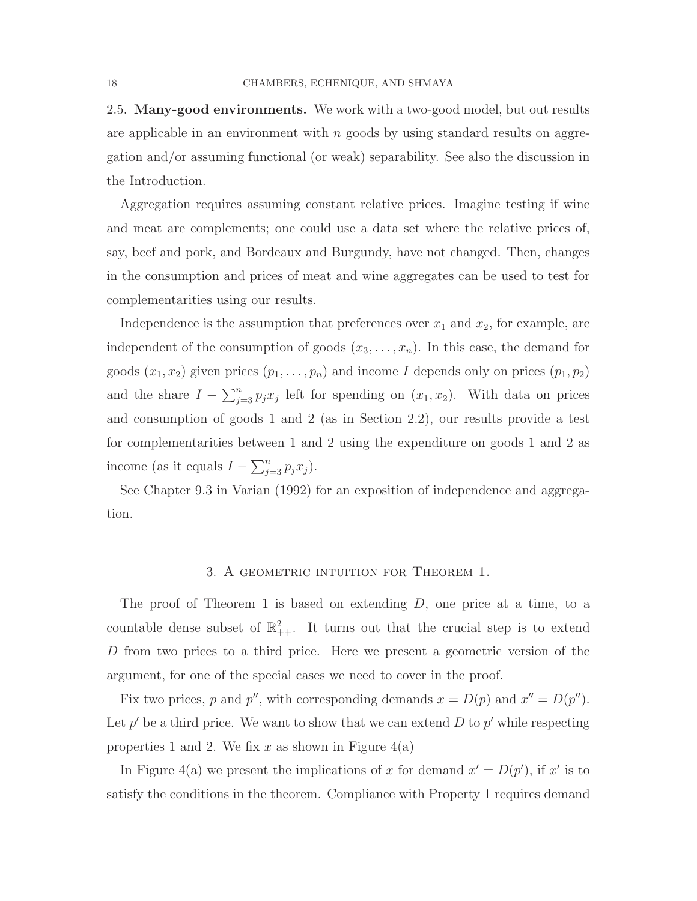2.5. **Many-good environments.** We work with a two-good model, but out results are applicable in an environment with $n$ goods by using standard results on aggregation and/or assuming functional (or weak) separability. See also the discussion in the Introduction.

Aggregation requires assuming constant relative prices. Imagine testing if wine and meat are complements; one could use a data set where the relative prices of, say, beef and pork, and Bordeaux and Burgundy, have not changed. Then, changes in the consumption and prices of meat and wine aggregates can be used to test for complementarities using our results.

Independence is the assumption that preferences over $x_1$ and $x_2$, for example, are independent of the consumption of goods $(x_3, \ldots, x_n)$. In this case, the demand for goods $(x_1, x_2)$ given prices $(p_1, \ldots, p_n)$ and income $I$ depends only on prices $(p_1, p_2)$ and the share $I - \sum_{j=3}^{n} p_j x_j$ left for spending on $(x_1, x_2)$. With data on prices and consumption of goods 1 and 2 (as in Section 2.2), our results provide a test for complementarities between 1 and 2 using the expenditure on goods 1 and 2 as income (as it equals $I - \sum_{j=3}^{n} p_j x_j$).

See Chapter 9.3 in Varian (1992) for an exposition of independence and aggregation.

## 3. A geometric intuition for Theorem 1.

The proof of Theorem 1 is based on extending $D$, one price at a time, to a countable dense subset of $\mathbb{R}^2_{++}$. It turns out that the crucial step is to extend $D$ from two prices to a third price. Here we present a geometric version of the argument, for one of the special cases we need to cover in the proof.

Fix two prices, $p$ and $p''$, with corresponding demands $x = D(p)$ and $x'' = D(p'')$. Let $p'$ be a third price. We want to show that we can extend $D$ to $p'$ while respecting properties 1 and 2. We fix $x$ as shown in Figure 4(a)

In Figure 4(a) we present the implications of $x$ for demand $x' = D(p')$, if $x'$ is to satisfy the conditions in the theorem. Compliance with Property 1 requires demand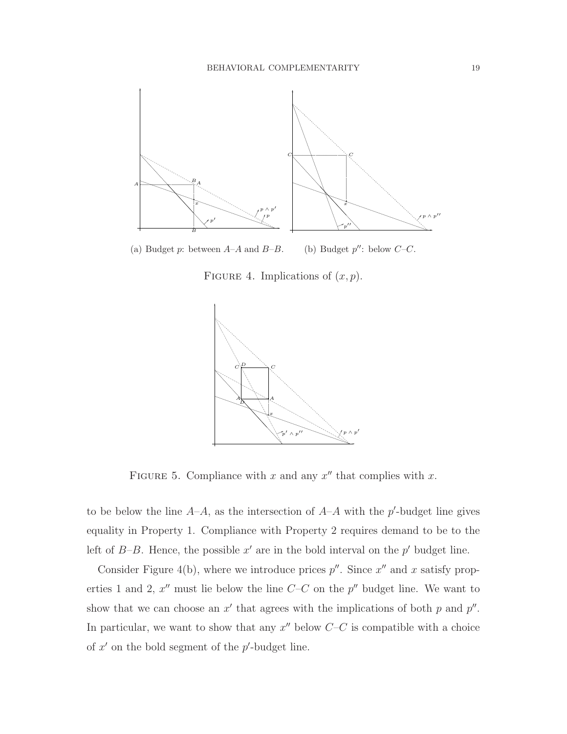(a) Budget $p$: between $A$–$A$ and $B$–$B$. (b) Budget $p''$: below $C$–$C$.

FIGURE 4. Implications of $(x, p)$.

FIGURE 5. Compliance with $x$ and any $x''$ that complies with $x$.

to be below the line $A$–$A$, as the intersection of $A$–$A$ with the $p'$-budget line gives equality in Property 1. Compliance with Property 2 requires demand to be to the left of $B$–$B$. Hence, the possible $x'$ are in the bold interval on the $p'$ budget line.

Consider Figure 4(b), where we introduce prices $p''$. Since $x''$ and $x$ satisfy properties 1 and 2, $x''$ must lie below the line $C$–$C$ on the $p''$ budget line. We want to show that we can choose an $x'$ that agrees with the implications of both $p$ and $p''$. In particular, we want to show that any $x''$ below $C$–$C$ is compatible with a choice of $x'$ on the bold segment of the $p'$-budget line.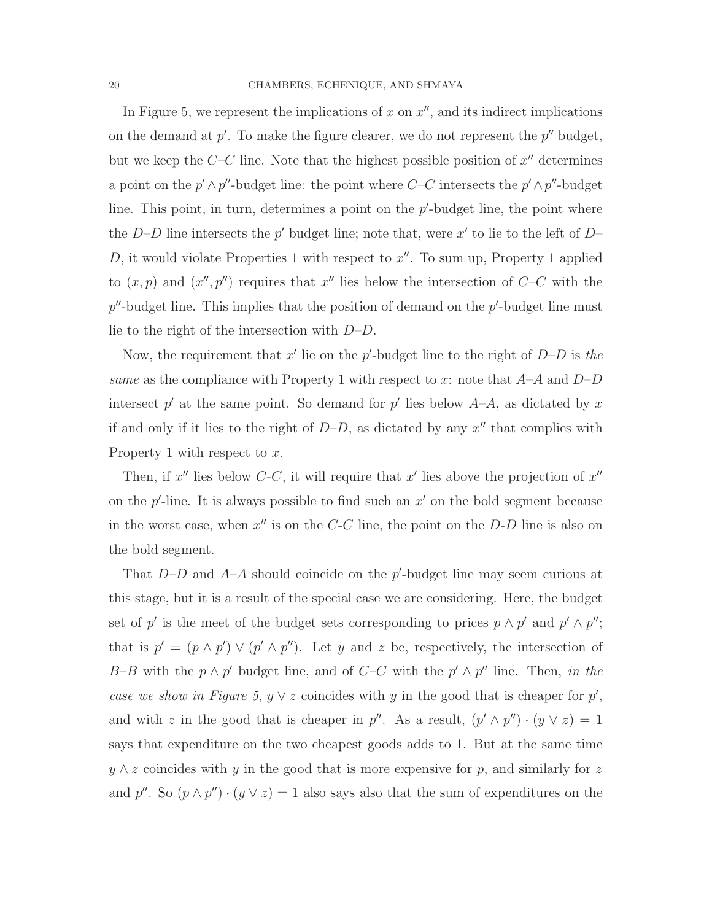In Figure 5, we represent the implications of $x$ on $x''$, and its indirect implications on the demand at $p'$. To make the figure clearer, we do not represent the $p''$ budget, but we keep the $C$–$C$ line. Note that the highest possible position of $x''$ determines a point on the $p' \wedge p''$-budget line: the point where $C$–$C$ intersects the $p' \wedge p''$-budget line. This point, in turn, determines a point on the $p'$-budget line, the point where the $D$–$D$ line intersects the $p'$ budget line; note that, were $x'$ to lie to the left of $D$–$D$, it would violate Properties 1 with respect to $x''$. To sum up, Property 1 applied to $(x, p)$ and $(x'', p'')$ requires that $x''$ lies below the intersection of $C$–$C$ with the $p''$-budget line. This implies that the position of demand on the $p'$-budget line must lie to the right of the intersection with $D$–$D$.

Now, the requirement that $x'$ lie on the $p'$-budget line to the right of $D$–$D$ is *the same* as the compliance with Property 1 with respect to $x$: note that $A$–$A$ and $D$–$D$ intersect $p'$ at the same point. So demand for $p'$ lies below $A$–$A$, as dictated by $x$ if and only if it lies to the right of $D$–$D$, as dictated by any $x''$ that complies with Property 1 with respect to $x$.

Then, if $x''$ lies below $C$-$C$, it will require that $x'$ lies above the projection of $x''$ on the $p'$-line. It is always possible to find such an $x'$ on the bold segment because in the worst case, when $x''$ is on the $C$-$C$ line, the point on the $D$-$D$ line is also on the bold segment.

That $D$–$D$ and $A$–$A$ should coincide on the $p'$-budget line may seem curious at this stage, but it is a result of the special case we are considering. Here, the budget set of $p'$ is the meet of the budget sets corresponding to prices $p \wedge p'$ and $p' \wedge p''$; that is $p' = (p \wedge p') \vee (p' \wedge p'')$. Let $y$ and $z$ be, respectively, the intersection of $B$–$B$ with the $p \wedge p'$ budget line, and of $C$–$C$ with the $p' \wedge p''$ line. Then, *in the case we show in Figure 5*, $y \vee z$ coincides with $y$ in the good that is cheaper for $p'$, and with $z$ in the good that is cheaper in $p''$. As a result, $(p' \wedge p'') \cdot (y \vee z) = 1$ says that expenditure on the two cheapest goods adds to 1. But at the same time $y \wedge z$ coincides with $y$ in the good that is more expensive for $p$, and similarly for $z$ and $p''$. So $(p \wedge p'') \cdot (y \vee z) = 1$ also says also that the sum of expenditures on the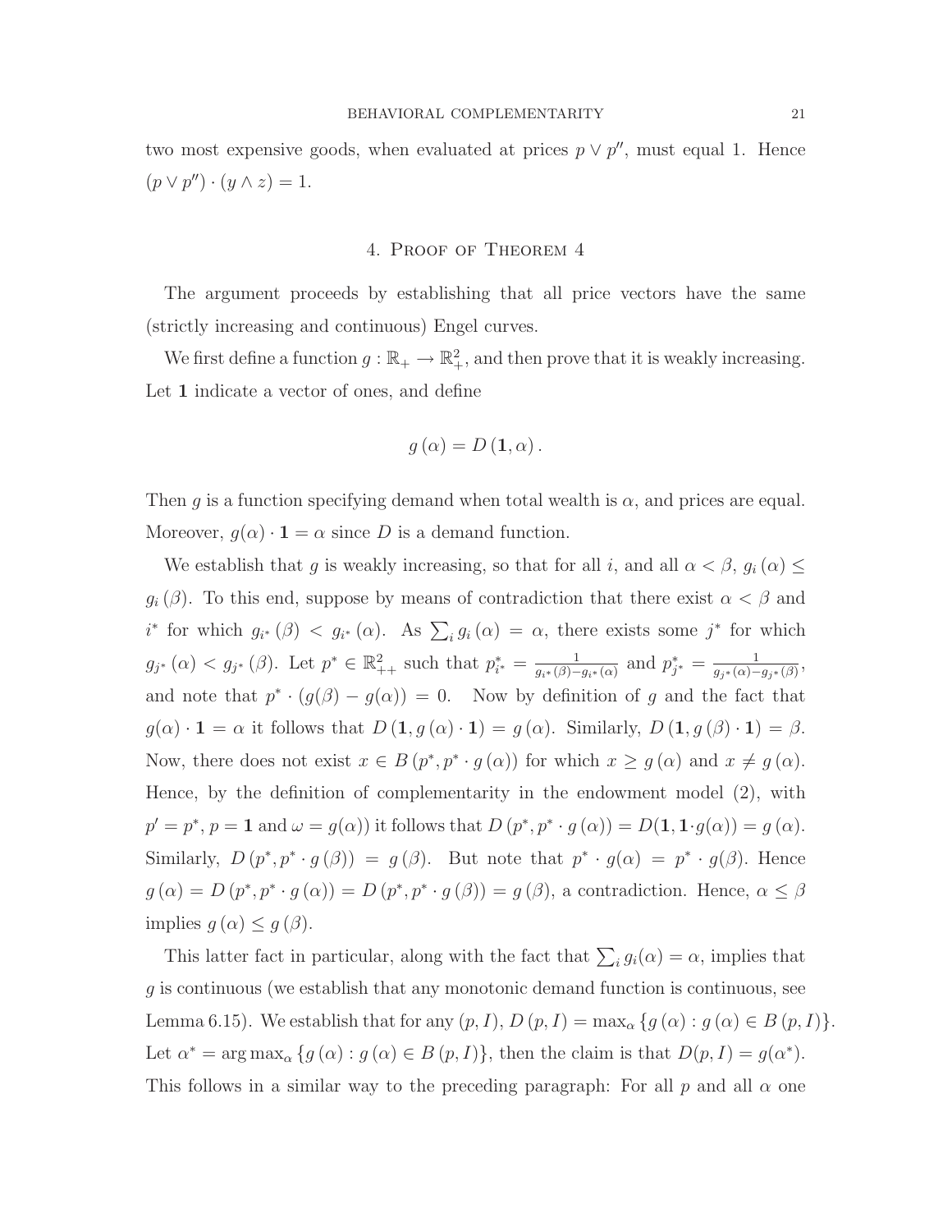two most expensive goods, when evaluated at prices $p \vee p''$, must equal 1. Hence $(p \vee p'') \cdot (y \wedge z) = 1$.

## 4. Proof of Theorem 4

The argument proceeds by establishing that all price vectors have the same (strictly increasing and continuous) Engel curves.

We first define a function $g : \mathbb{R}_+ \to \mathbb{R}^2_+$, and then prove that it is weakly increasing. Let $\mathbf{1}$ indicate a vector of ones, and define

$$g(\alpha) = D(\mathbf{1}, \alpha).$$

Then $g$ is a function specifying demand when total wealth is $\alpha$, and prices are equal. Moreover, $g(\alpha) \cdot \mathbf{1} = \alpha$ since $D$ is a demand function.

We establish that $g$ is weakly increasing, so that for all $i$, and all $\alpha < \beta$, $g_i(\alpha) \leq g_i(\beta)$. To this end, suppose by means of contradiction that there exist $\alpha < \beta$ and $i^*$ for which $g_{i^*}(\beta) < g_{i^*}(\alpha)$. As $\sum_i g_i(\alpha) = \alpha$, there exists some $j^*$ for which $g_{j^*}(\alpha) < g_{j^*}(\beta)$. Let $p^* \in \mathbb{R}^2_{++}$ such that $p^*_{i^*} = \frac{1}{g_{i^*}(\beta) - g_{i^*}(\alpha)}$ and $p^*_{j^*} = \frac{1}{g_{j^*}(\alpha) - g_{j^*}(\beta)}$, and note that $p^* \cdot (g(\beta) - g(\alpha)) = 0$. Now by definition of $g$ and the fact that $g(\alpha) \cdot \mathbf{1} = \alpha$ it follows that $D(\mathbf{1}, g(\alpha) \cdot \mathbf{1}) = g(\alpha)$. Similarly, $D(\mathbf{1}, g(\beta) \cdot \mathbf{1}) = \beta$. Now, there does not exist $x \in B(p^*, p^* \cdot g(\alpha))$ for which $x \geq g(\alpha)$ and $x \neq g(\alpha)$. Hence, by the definition of complementarity in the endowment model (2), with $p' = p^*$, $p = \mathbf{1}$ and $\omega = g(\alpha)$) it follows that $D(p^*, p^* \cdot g(\alpha)) = D(\mathbf{1}, \mathbf{1} \cdot g(\alpha)) = g(\alpha)$. Similarly, $D(p^*, p^* \cdot g(\beta)) = g(\beta)$. But note that $p^* \cdot g(\alpha) = p^* \cdot g(\beta)$. Hence $g(\alpha) = D(p^*, p^* \cdot g(\alpha)) = D(p^*, p^* \cdot g(\beta)) = g(\beta)$, a contradiction. Hence, $\alpha \leq \beta$ implies $g(\alpha) \leq g(\beta)$.

This latter fact in particular, along with the fact that $\sum_i g_i(\alpha) = \alpha$, implies that $g$ is continuous (we establish that any monotonic demand function is continuous, see Lemma 6.15). We establish that for any $(p, I)$, $D(p, I) = \max_\alpha \{g(\alpha) : g(\alpha) \in B(p, I)\}$. Let $\alpha^* = \arg\max_\alpha \{g(\alpha) : g(\alpha) \in B(p, I)\}$, then the claim is that $D(p, I) = g(\alpha^*)$. This follows in a similar way to the preceding paragraph: For all $p$ and all $\alpha$ one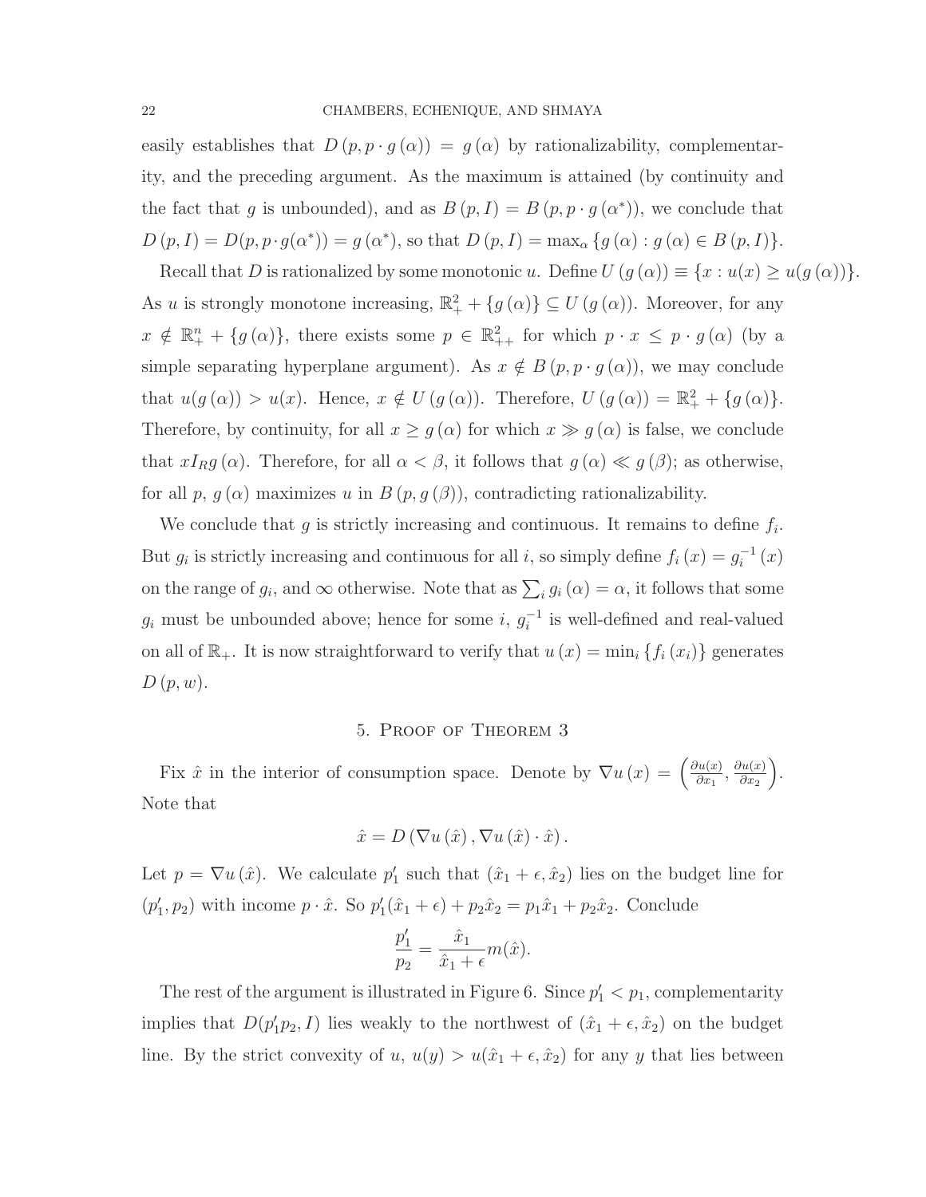easily establishes that $D(p, p \cdot g(\alpha)) = g(\alpha)$ by rationalizability, complementarity, and the preceding argument. As the maximum is attained (by continuity and the fact that $g$ is unbounded), and as $B(p, I) = B(p, p \cdot g(\alpha^*))$, we conclude that $D(p, I) = D(p, p \cdot g(\alpha^*)) = g(\alpha^*)$, so that $D(p, I) = \max_\alpha \{g(\alpha) : g(\alpha) \in B(p, I)\}$.

Recall that $D$ is rationalized by some monotonic $u$. Define $U(g(\alpha)) \equiv \{x : u(x) \geq u(g(\alpha))\}$. As $u$ is strongly monotone increasing, $\mathbb{R}^2_+ + \{g(\alpha)\} \subseteq U(g(\alpha))$. Moreover, for any $x \notin \mathbb{R}^n_+ + \{g(\alpha)\}$, there exists some $p \in \mathbb{R}^2_{++}$ for which $p \cdot x \leq p \cdot g(\alpha)$ (by a simple separating hyperplane argument). As $x \notin B(p, p \cdot g(\alpha))$, we may conclude that $u(g(\alpha)) > u(x)$. Hence, $x \notin U(g(\alpha))$. Therefore, $U(g(\alpha)) = \mathbb{R}^2_+ + \{g(\alpha)\}$. Therefore, by continuity, for all $x \geq g(\alpha)$ for which $x \gg g(\alpha)$ is false, we conclude that $x I_R g(\alpha)$. Therefore, for all $\alpha < \beta$, it follows that $g(\alpha) \ll g(\beta)$; as otherwise, for all $p$, $g(\alpha)$ maximizes $u$ in $B(p, g(\beta))$, contradicting rationalizability.

We conclude that $g$ is strictly increasing and continuous. It remains to define $f_i$. But $g_i$ is strictly increasing and continuous for all $i$, so simply define $f_i(x) = g_i^{-1}(x)$ on the range of $g_i$, and $\infty$ otherwise. Note that as $\sum_i g_i(\alpha) = \alpha$, it follows that some $g_i$ must be unbounded above; hence for some $i$, $g_i^{-1}$ is well-defined and real-valued on all of $\mathbb{R}_+$. It is now straightforward to verify that $u(x) = \min_i \{f_i(x_i)\}$ generates $D(p, w)$.

## 5. Proof of Theorem 3

Fix $\hat{x}$ in the interior of consumption space. Denote by $\nabla u(x) = \left(\frac{\partial u(x)}{\partial x_1}, \frac{\partial u(x)}{\partial x_2}\right)$. Note that

$$\hat{x} = D(\nabla u(\hat{x}), \nabla u(\hat{x}) \cdot \hat{x}).$$

Let $p = \nabla u(\hat{x})$. We calculate $p_1'$ such that $(\hat{x}_1 + \epsilon, \hat{x}_2)$ lies on the budget line for $(p_1', p_2)$ with income $p \cdot \hat{x}$. So $p_1'(\hat{x}_1 + \epsilon) + p_2 \hat{x}_2 = p_1 \hat{x}_1 + p_2 \hat{x}_2$. Conclude

$$\frac{p_1'}{p_2} = \frac{\hat{x}_1}{\hat{x}_1 + \epsilon} m(\hat{x}).$$

The rest of the argument is illustrated in Figure 6. Since $p_1' < p_1$, complementarity implies that $D(p_1' p_2, I)$ lies weakly to the northwest of $(\hat{x}_1 + \epsilon, \hat{x}_2)$ on the budget line. By the strict convexity of $u$, $u(y) > u(\hat{x}_1 + \epsilon, \hat{x}_2)$ for any $y$ that lies between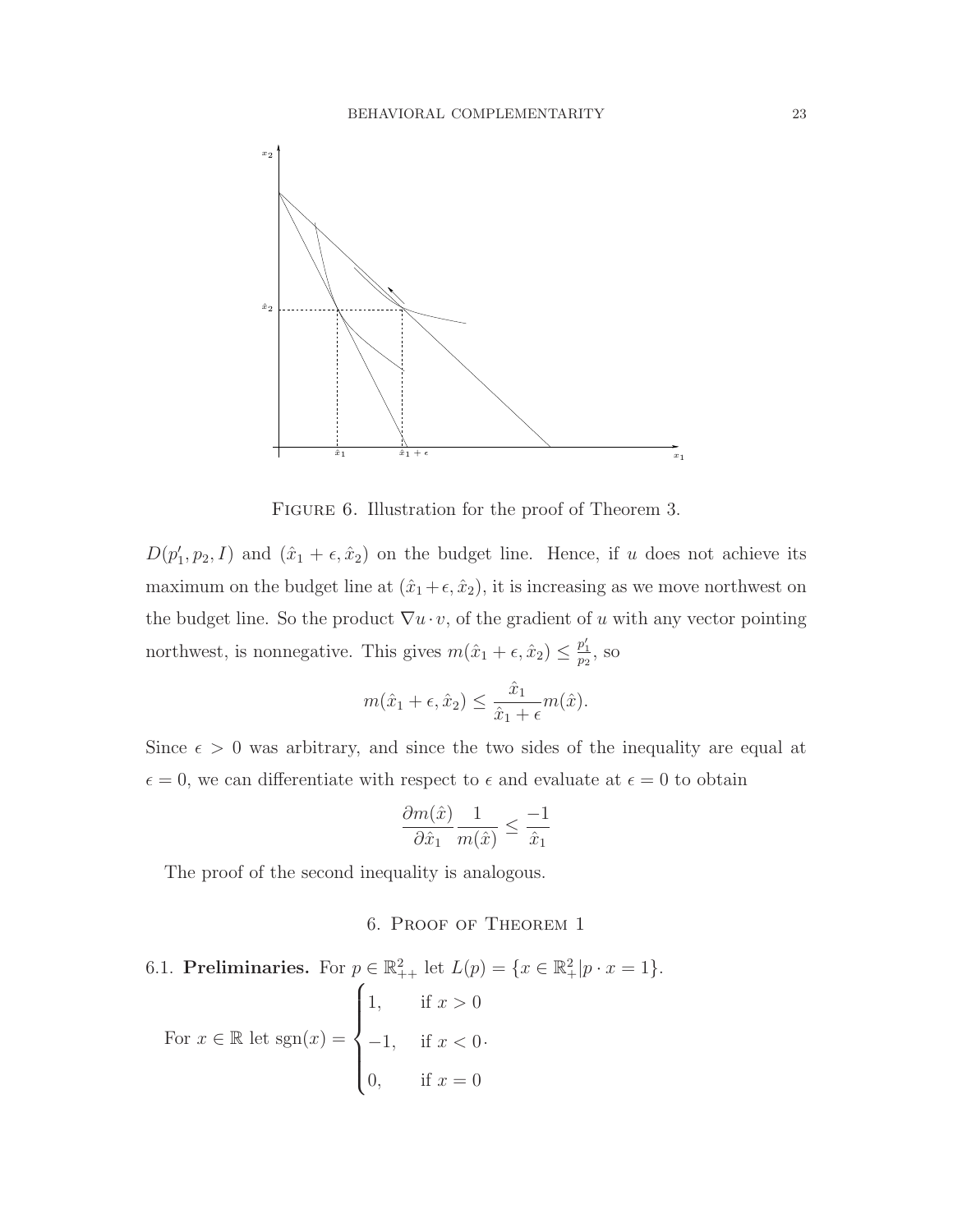FIGURE 6. Illustration for the proof of Theorem 3.

$D(p_1', p_2, I)$ and $(\hat{x}_1 + \epsilon, \hat{x}_2)$ on the budget line. Hence, if $u$ does not achieve its maximum on the budget line at $(\hat{x}_1 + \epsilon, \hat{x}_2)$, it is increasing as we move northwest on the budget line. So the product $\nabla u \cdot v$, of the gradient of $u$ with any vector pointing northwest, is nonnegative. This gives $m(\hat{x}_1 + \epsilon, \hat{x}_2) \leq \frac{p_1'}{p_2}$, so

$$m(\hat{x}_1 + \epsilon, \hat{x}_2) \leq \frac{\hat{x}_1}{\hat{x}_1 + \epsilon} m(\hat{x}).$$

Since $\epsilon > 0$ was arbitrary, and since the two sides of the inequality are equal at $\epsilon = 0$, we can differentiate with respect to $\epsilon$ and evaluate at $\epsilon = 0$ to obtain

$$\frac{\partial m(\hat{x})}{\partial \hat{x}_1} \frac{1}{m(\hat{x})} \leq \frac{-1}{\hat{x}_1}$$

The proof of the second inequality is analogous.

## 6. Proof of Theorem 1

6.1. **Preliminaries.** For $p \in \mathbb{R}^2_{++}$ let $L(p) = \{x \in \mathbb{R}^2_+ | p \cdot x = 1\}$.

For $x \in \mathbb{R}$ let $\text{sgn}(x) = \begin{cases} 1, & \text{if } x > 0 \\ -1, & \text{if } x < 0 \\ 0, & \text{if } x = 0 \end{cases}$.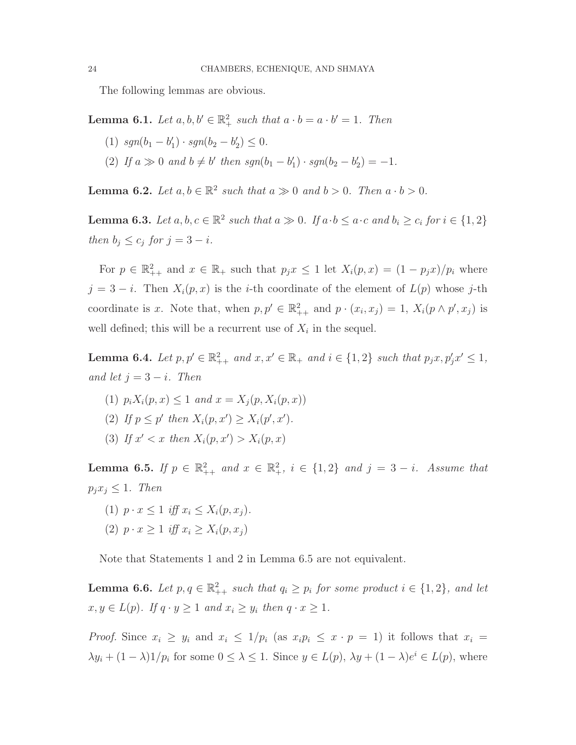The following lemmas are obvious.

**Lemma 6.1.** *Let $a, b, b' \in \mathbb{R}^2_+$ such that $a \cdot b = a \cdot b' = 1$. Then*

1. *$sgn(b_1 - b'_1) \cdot sgn(b_2 - b'_2) \leq 0$.*
2. *If $a \gg 0$ and $b \neq b'$ then $sgn(b_1 - b'_1) \cdot sgn(b_2 - b'_2) = -1$.*

**Lemma 6.2.** *Let $a, b \in \mathbb{R}^2$ such that $a \gg 0$ and $b > 0$. Then $a \cdot b > 0$.*

**Lemma 6.3.** *Let $a, b, c \in \mathbb{R}^2$ such that $a \gg 0$. If $a \cdot b \leq a \cdot c$ and $b_i \geq c_i$ for $i \in \{1, 2\}$ then $b_j \leq c_j$ for $j = 3 - i$.*

For $p \in \mathbb{R}^2_{++}$ and $x \in \mathbb{R}_+$ such that $p_j x \leq 1$ let $X_i(p, x) = (1 - p_j x)/p_i$ where $j = 3 - i$. Then $X_i(p, x)$ is the $i$-th coordinate of the element of $L(p)$ whose $j$-th coordinate is $x$. Note that, when $p, p' \in \mathbb{R}^2_{++}$ and $p \cdot (x_i, x_j) = 1$, $X_i(p \wedge p', x_j)$ is well defined; this will be a recurrent use of $X_i$ in the sequel.

**Lemma 6.4.** *Let $p, p' \in \mathbb{R}^2_{++}$ and $x, x' \in \mathbb{R}_+$ and $i \in \{1, 2\}$ such that $p_j x, p'_j x' \leq 1$, and let $j = 3 - i$. Then*

1. *$p_i X_i(p, x) \leq 1$ and $x = X_j(p, X_i(p, x))$*
2. *If $p \leq p'$ then $X_i(p, x') \geq X_i(p', x')$.*
3. *If $x' < x$ then $X_i(p, x') > X_i(p, x)$*

**Lemma 6.5.** *If $p \in \mathbb{R}^2_{++}$ and $x \in \mathbb{R}^2_+$, $i \in \{1, 2\}$ and $j = 3 - i$. Assume that $p_j x_j \leq 1$. Then*

1. *$p \cdot x \leq 1$ iff $x_i \leq X_i(p, x_j)$.*
2. *$p \cdot x \geq 1$ iff $x_i \geq X_i(p, x_j)$*

Note that Statements 1 and 2 in Lemma 6.5 are not equivalent.

**Lemma 6.6.** *Let $p, q \in \mathbb{R}^2_{++}$ such that $q_i \geq p_i$ for some product $i \in \{1, 2\}$, and let $x, y \in L(p)$. If $q \cdot y \geq 1$ and $x_i \geq y_i$ then $q \cdot x \geq 1$.*

*Proof.* Since $x_i \geq y_i$ and $x_i \leq 1/p_i$ (as $x_i p_i \leq x \cdot p = 1$) it follows that $x_i = \lambda y_i + (1 - \lambda) 1/p_i$ for some $0 \leq \lambda \leq 1$. Since $y \in L(p)$, $\lambda y + (1 - \lambda) e^i \in L(p)$, where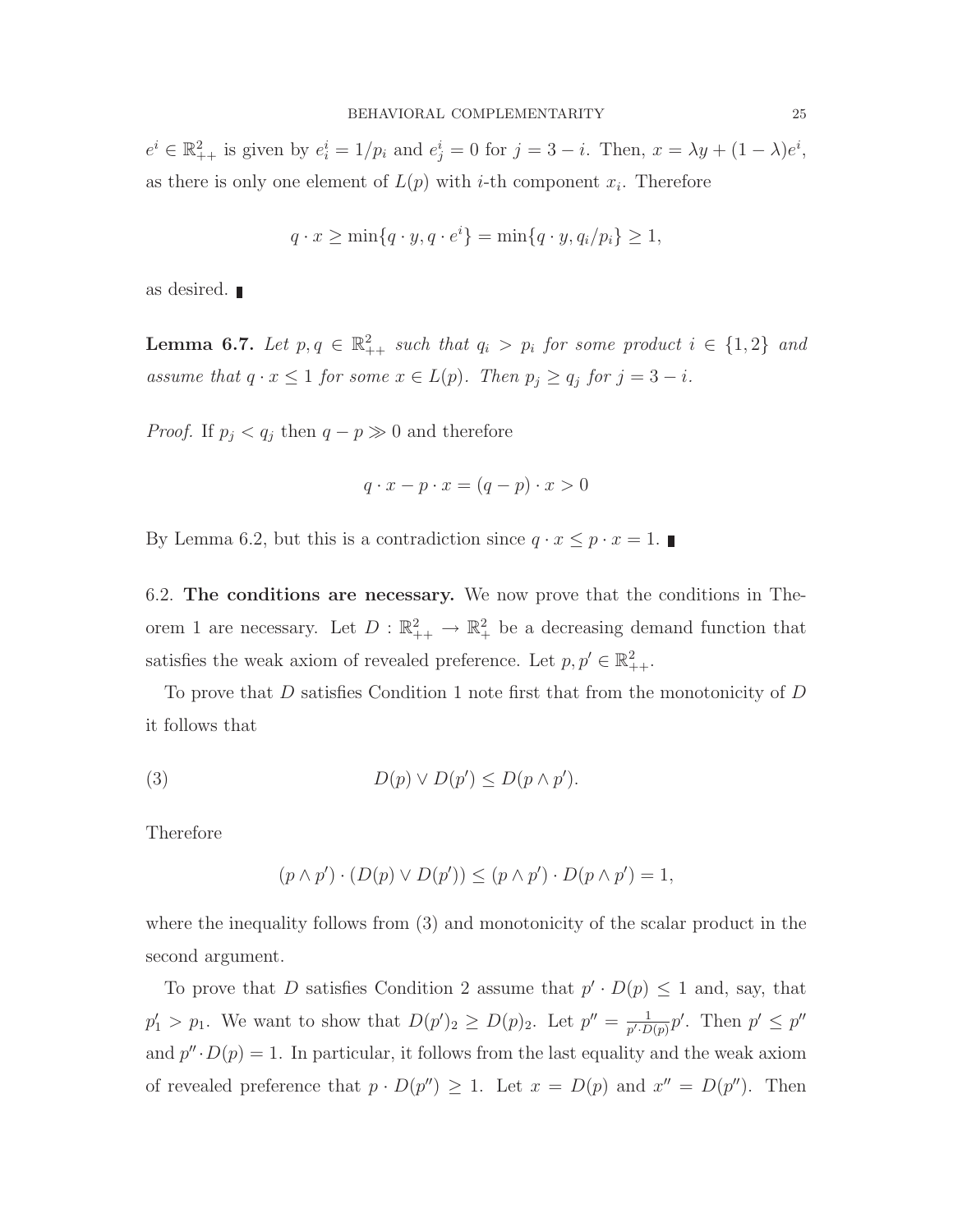$e^i \in \mathbb{R}^2_{++}$ is given by $e^i_i = 1/p_i$ and $e^i_j = 0$ for $j = 3 - i$. Then, $x = \lambda y + (1 - \lambda) e^i$, as there is only one element of $L(p)$ with $i$-th component $x_i$. Therefore

$$q \cdot x \geq \min\{q \cdot y, q \cdot e^i\} = \min\{q \cdot y, q_i/p_i\} \geq 1,$$

as desired. ∎

**Lemma 6.7.** *Let $p, q \in \mathbb{R}^2_{++}$ such that $q_i > p_i$ for some product $i \in \{1, 2\}$ and assume that $q \cdot x \leq 1$ for some $x \in L(p)$. Then $p_j \geq q_j$ for $j = 3 - i$.*

*Proof.* If $p_j < q_j$ then $q - p \gg 0$ and therefore

$$q \cdot x - p \cdot x = (q - p) \cdot x > 0$$

By Lemma 6.2, but this is a contradiction since $q \cdot x \leq p \cdot x = 1$. ∎

6.2. **The conditions are necessary.** We now prove that the conditions in Theorem 1 are necessary. Let $D : \mathbb{R}^2_{++} \to \mathbb{R}^2_+$ be a decreasing demand function that satisfies the weak axiom of revealed preference. Let $p, p' \in \mathbb{R}^2_{++}$.

To prove that $D$ satisfies Condition 1 note first that from the monotonicity of $D$ it follows that

$$D(p) \vee D(p') \leq D(p \wedge p'). \tag{3}$$

Therefore

$$(p \wedge p') \cdot (D(p) \vee D(p')) \leq (p \wedge p') \cdot D(p \wedge p') = 1,$$

where the inequality follows from (3) and monotonicity of the scalar product in the second argument.

To prove that $D$ satisfies Condition 2 assume that $p' \cdot D(p) \leq 1$ and, say, that $p'_1 > p_1$. We want to show that $D(p')_2 \geq D(p)_2$. Let $p'' = \frac{1}{p' \cdot D(p)} p'$. Then $p' \leq p''$ and $p'' \cdot D(p) = 1$. In particular, it follows from the last equality and the weak axiom of revealed preference that $p \cdot D(p'') \geq 1$. Let $x = D(p)$ and $x'' = D(p'')$. Then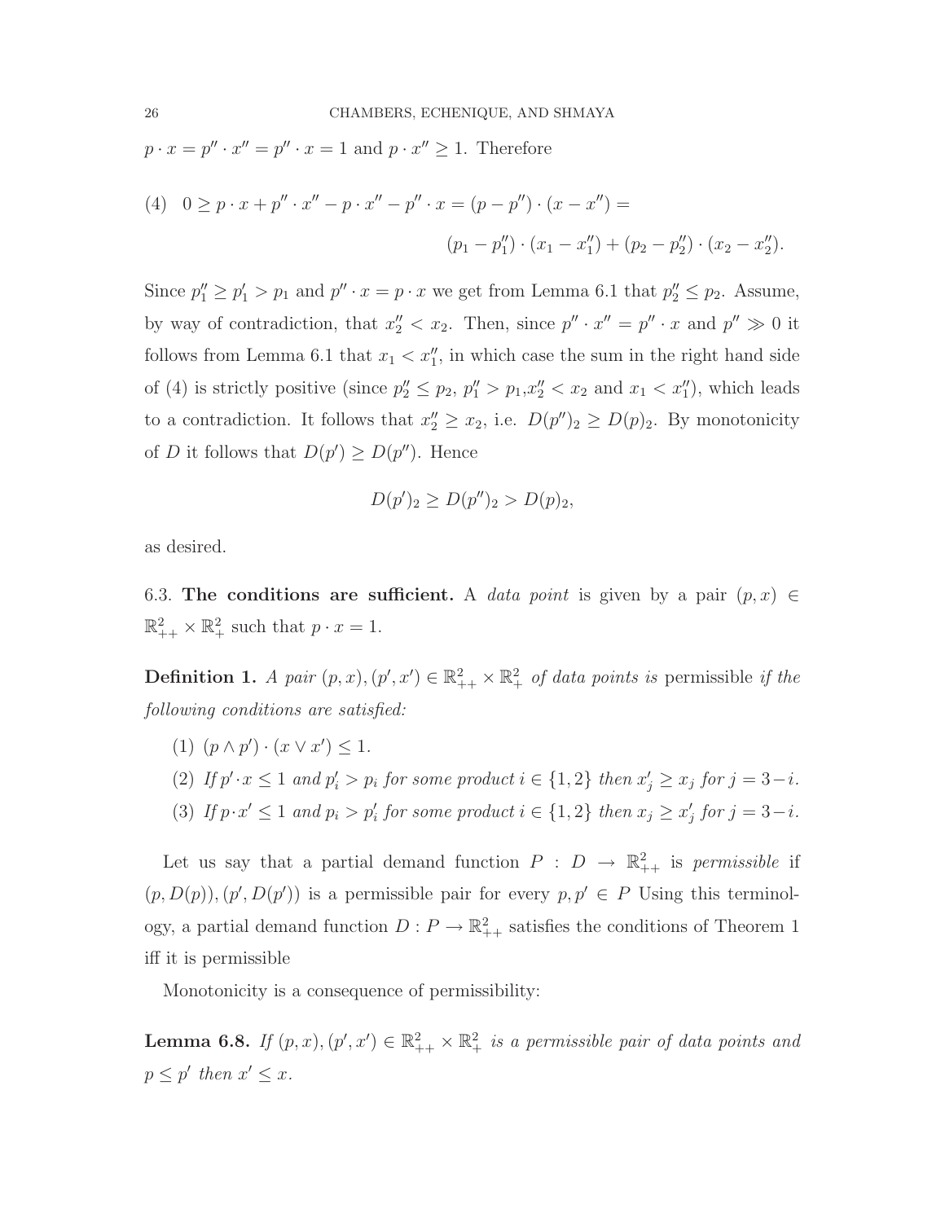$p \cdot x = p'' \cdot x'' = p'' \cdot x = 1$ and $p \cdot x'' \geq 1$. Therefore

$$
(4) \quad 0 \geq p \cdot x + p'' \cdot x'' - p \cdot x'' - p'' \cdot x = (p - p'') \cdot (x - x'') = (p_1 - p_1'') \cdot (x_1 - x_1'') + (p_2 - p_2'') \cdot (x_2 - x_2'').
$$

Since $p_1'' \geq p_1' > p_1$ and $p'' \cdot x = p \cdot x$ we get from Lemma 6.1 that $p_2'' \leq p_2$. Assume, by way of contradiction, that $x_2'' < x_2$. Then, since $p'' \cdot x'' = p'' \cdot x$ and $p'' \gg 0$ it follows from Lemma 6.1 that $x_1 < x_1''$, in which case the sum in the right hand side of (4) is strictly positive (since $p_2'' \leq p_2$, $p_1'' > p_1$, $x_2'' < x_2$ and $x_1 < x_1''$), which leads to a contradiction. It follows that $x_2'' \geq x_2$, i.e. $D(p'')_2 \geq D(p)_2$. By monotonicity of $D$ it follows that $D(p') \geq D(p'')$. Hence

$$
D(p')_2 \geq D(p'')_2 > D(p)_2,
$$

as desired.

## 6.3. The conditions are sufficient.

A *data point* is given by a pair $(p, x) \in \mathbb{R}^2_{++} \times \mathbb{R}^2_{+}$ such that $p \cdot x = 1$.

**Definition 1.** *A pair $(p, x), (p', x') \in \mathbb{R}^2_{++} \times \mathbb{R}^2_{+}$ of data points is* permissible *if the following conditions are satisfied:*

1. $(p \wedge p') \cdot (x \vee x') \leq 1$.
2. *If $p' \cdot x \leq 1$ and $p_i' > p_i$ for some product $i \in \{1, 2\}$ then $x_j' \geq x_j$ for $j = 3 - i$.*
3. *If $p \cdot x' \leq 1$ and $p_i > p_i'$ for some product $i \in \{1, 2\}$ then $x_j \geq x_j'$ for $j = 3 - i$.*

Let us say that a partial demand function $P : D \to \mathbb{R}^2_{++}$ is *permissible* if $(p, D(p)), (p', D(p'))$ is a permissible pair for every $p, p' \in P$ Using this terminology, a partial demand function $D : P \to \mathbb{R}^2_{++}$ satisfies the conditions of Theorem 1 iff it is permissible

Monotonicity is a consequence of permissibility:

**Lemma 6.8.** *If $(p, x), (p', x') \in \mathbb{R}^2_{++} \times \mathbb{R}^2_{+}$ is a permissible pair of data points and $p \leq p'$ then $x' \leq x$.*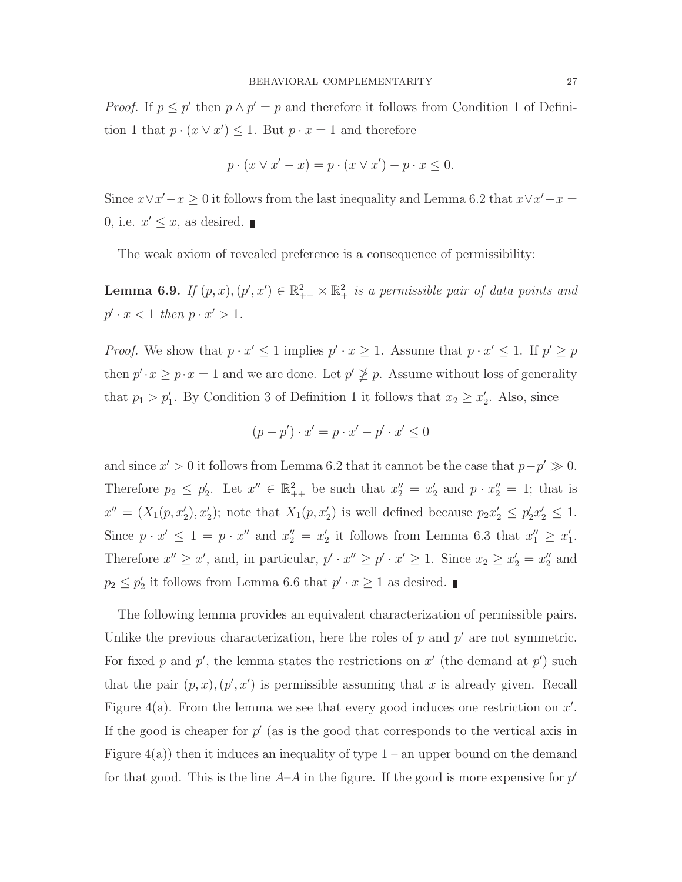*Proof.* If $p \leq p'$ then $p \wedge p' = p$ and therefore it follows from Condition 1 of Definition 1 that $p \cdot (x \vee x') \leq 1$. But $p \cdot x = 1$ and therefore

$$p \cdot (x \vee x' - x) = p \cdot (x \vee x') - p \cdot x \leq 0.$$

Since $x \vee x' - x \geq 0$ it follows from the last inequality and Lemma 6.2 that $x \vee x' - x = 0$, i.e. $x' \leq x$, as desired. ∎

The weak axiom of revealed preference is a consequence of permissibility:

**Lemma 6.9.** *If $(p, x), (p', x') \in \mathbb{R}^2_{++} \times \mathbb{R}^2_+$ is a permissible pair of data points and $p' \cdot x < 1$ then $p \cdot x' > 1$.*

*Proof.* We show that $p \cdot x' \leq 1$ implies $p' \cdot x \geq 1$. Assume that $p \cdot x' \leq 1$. If $p' \geq p$ then $p' \cdot x \geq p \cdot x = 1$ and we are done. Let $p' \not\geq p$. Assume without loss of generality that $p_1 > p'_1$. By Condition 3 of Definition 1 it follows that $x_2 \geq x'_2$. Also, since

$$(p - p') \cdot x' = p \cdot x' - p' \cdot x' \leq 0$$

and since $x' > 0$ it follows from Lemma 6.2 that it cannot be the case that $p - p' \gg 0$. Therefore $p_2 \leq p'_2$. Let $x'' \in \mathbb{R}^2_{++}$ be such that $x''_2 = x'_2$ and $p \cdot x'' = 1$; that is $x'' = (X_1(p, x'_2), x'_2)$; note that $X_1(p, x'_2)$ is well defined because $p_2 x'_2 \leq p'_2 x'_2 \leq 1$. Since $p \cdot x' \leq 1 = p \cdot x''$ and $x''_2 = x'_2$ it follows from Lemma 6.3 that $x''_1 \geq x'_1$. Therefore $x'' \geq x'$, and, in particular, $p' \cdot x'' \geq p' \cdot x' \geq 1$. Since $x_2 \geq x'_2 = x''_2$ and $p_2 \leq p'_2$ it follows from Lemma 6.6 that $p' \cdot x \geq 1$ as desired. ∎

The following lemma provides an equivalent characterization of permissible pairs. Unlike the previous characterization, here the roles of $p$ and $p'$ are not symmetric. For fixed $p$ and $p'$, the lemma states the restrictions on $x'$ (the demand at $p'$) such that the pair $(p, x), (p', x')$ is permissible assuming that $x$ is already given. Recall Figure 4(a). From the lemma we see that every good induces one restriction on $x'$. If the good is cheaper for $p'$ (as is the good that corresponds to the vertical axis in Figure 4(a)) then it induces an inequality of type 1 – an upper bound on the demand for that good. This is the line $A$–$A$ in the figure. If the good is more expensive for $p'$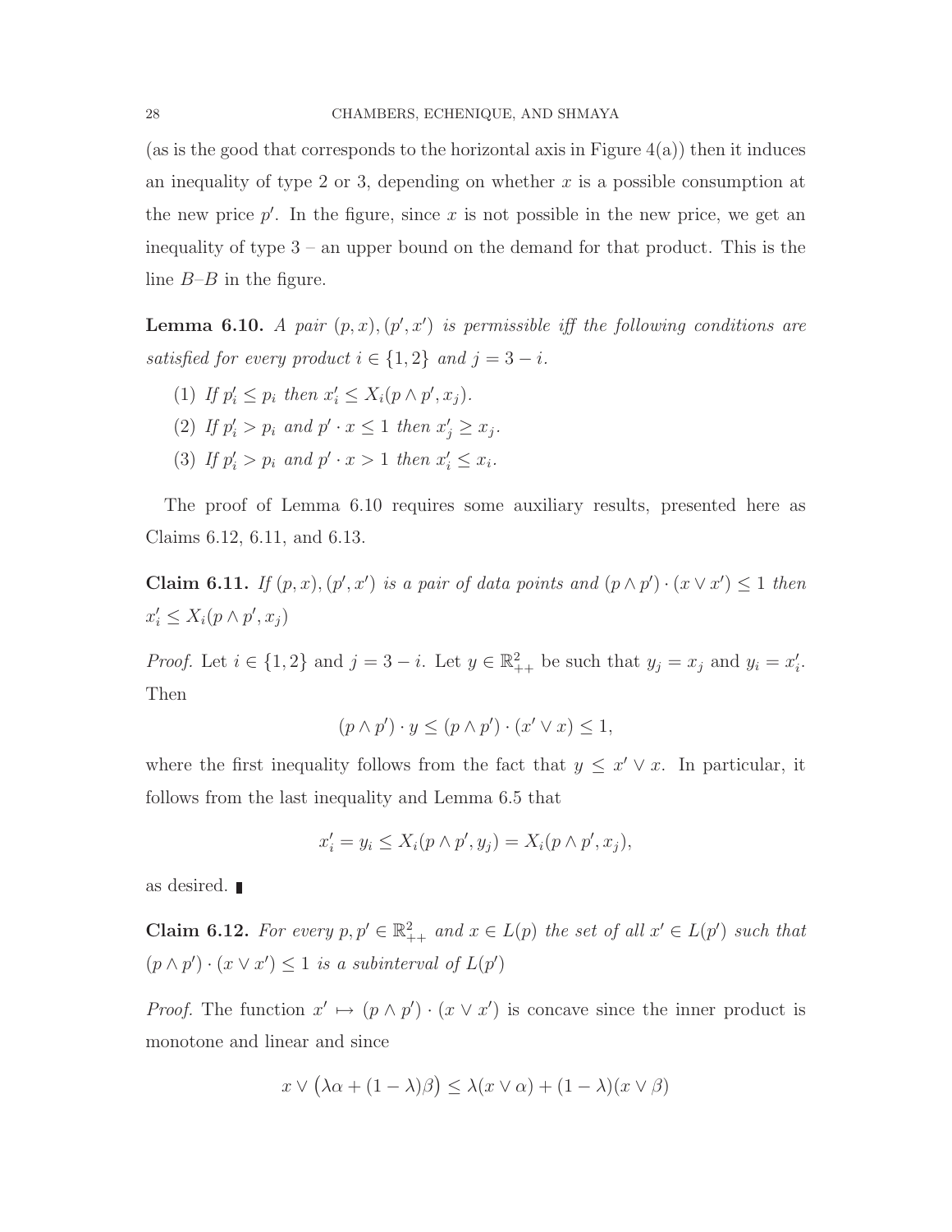(as is the good that corresponds to the horizontal axis in Figure 4(a)) then it induces an inequality of type 2 or 3, depending on whether $x$ is a possible consumption at the new price $p'$. In the figure, since $x$ is not possible in the new price, we get an inequality of type 3 – an upper bound on the demand for that product. This is the line $B$–$B$ in the figure.

**Lemma 6.10.** *A pair $(p, x), (p', x')$ is permissible iff the following conditions are satisfied for every product $i \in \{1, 2\}$ and $j = 3 - i$.*

1. *If $p'_i \le p_i$ then $x'_i \le X_i(p \wedge p', x_j)$.*
2. *If $p'_i > p_i$ and $p' \cdot x \le 1$ then $x'_j \ge x_j$.*
3. *If $p'_i > p_i$ and $p' \cdot x > 1$ then $x'_i \le x_i$.*

The proof of Lemma 6.10 requires some auxiliary results, presented here as Claims 6.12, 6.11, and 6.13.

**Claim 6.11.** *If $(p, x), (p', x')$ is a pair of data points and $(p \wedge p') \cdot (x \vee x') \le 1$ then $x'_i \le X_i(p \wedge p', x_j)$*

*Proof.* Let $i \in \{1, 2\}$ and $j = 3 - i$. Let $y \in \mathbb{R}^2_{++}$ be such that $y_j = x_j$ and $y_i = x'_i$. Then

$$(p \wedge p') \cdot y \le (p \wedge p') \cdot (x' \vee x) \le 1,$$

where the first inequality follows from the fact that $y \le x' \vee x$. In particular, it follows from the last inequality and Lemma 6.5 that

$$x'_i = y_i \le X_i(p \wedge p', y_j) = X_i(p \wedge p', x_j),$$

as desired. ∎

**Claim 6.12.** *For every $p, p' \in \mathbb{R}^2_{++}$ and $x \in L(p)$ the set of all $x' \in L(p')$ such that $(p \wedge p') \cdot (x \vee x') \le 1$ is a subinterval of $L(p')$*

*Proof.* The function $x' \mapsto (p \wedge p') \cdot (x \vee x')$ is concave since the inner product is monotone and linear and since

$$x \vee \big(\lambda\alpha + (1 - \lambda)\beta\big) \le \lambda(x \vee \alpha) + (1 - \lambda)(x \vee \beta)$$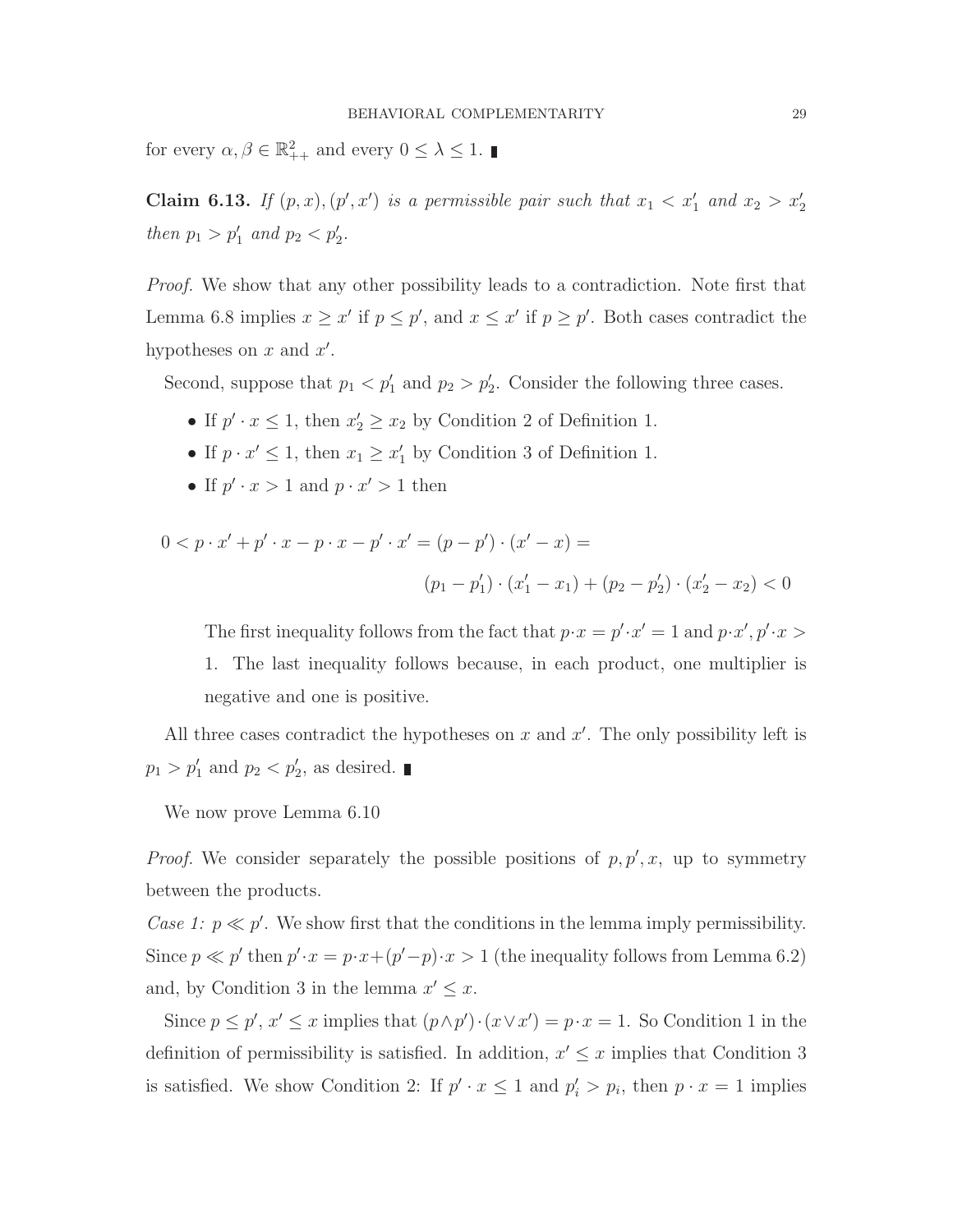for every $\alpha, \beta \in \mathbb{R}^2_{++}$ and every $0 \leq \lambda \leq 1$. ∎

**Claim 6.13.** *If $(p, x), (p', x')$ is a permissible pair such that $x_1 < x'_1$ and $x_2 > x'_2$ then $p_1 > p'_1$ and $p_2 < p'_2$.*

*Proof.* We show that any other possibility leads to a contradiction. Note first that Lemma 6.8 implies $x \geq x'$ if $p \leq p'$, and $x \leq x'$ if $p \geq p'$. Both cases contradict the hypotheses on $x$ and $x'$.

Second, suppose that $p_1 < p'_1$ and $p_2 > p'_2$. Consider the following three cases.

- If $p' \cdot x \leq 1$, then $x'_2 \geq x_2$ by Condition 2 of Definition 1.
- If $p \cdot x' \leq 1$, then $x_1 \geq x'_1$ by Condition 3 of Definition 1.
- If $p' \cdot x > 1$ and $p \cdot x' > 1$ then

$$0 < p \cdot x' + p' \cdot x - p \cdot x - p' \cdot x' = (p - p') \cdot (x' - x) =$$
$$(p_1 - p'_1) \cdot (x'_1 - x_1) + (p_2 - p'_2) \cdot (x'_2 - x_2) < 0$$

  The first inequality follows from the fact that $p \cdot x = p' \cdot x' = 1$ and $p \cdot x', p' \cdot x > 1$. The last inequality follows because, in each product, one multiplier is negative and one is positive.

All three cases contradict the hypotheses on $x$ and $x'$. The only possibility left is $p_1 > p'_1$ and $p_2 < p'_2$, as desired. ∎

We now prove Lemma 6.10

*Proof.* We consider separately the possible positions of $p, p', x$, up to symmetry between the products.

*Case 1: $p \ll p'$.* We show first that the conditions in the lemma imply permissibility. Since $p \ll p'$ then $p' \cdot x = p \cdot x + (p' - p) \cdot x > 1$ (the inequality follows from Lemma 6.2) and, by Condition 3 in the lemma $x' \leq x$.

Since $p \leq p'$, $x' \leq x$ implies that $(p \wedge p') \cdot (x \vee x') = p \cdot x = 1$. So Condition 1 in the definition of permissibility is satisfied. In addition, $x' \leq x$ implies that Condition 3 is satisfied. We show Condition 2: If $p' \cdot x \leq 1$ and $p'_i > p_i$, then $p \cdot x = 1$ implies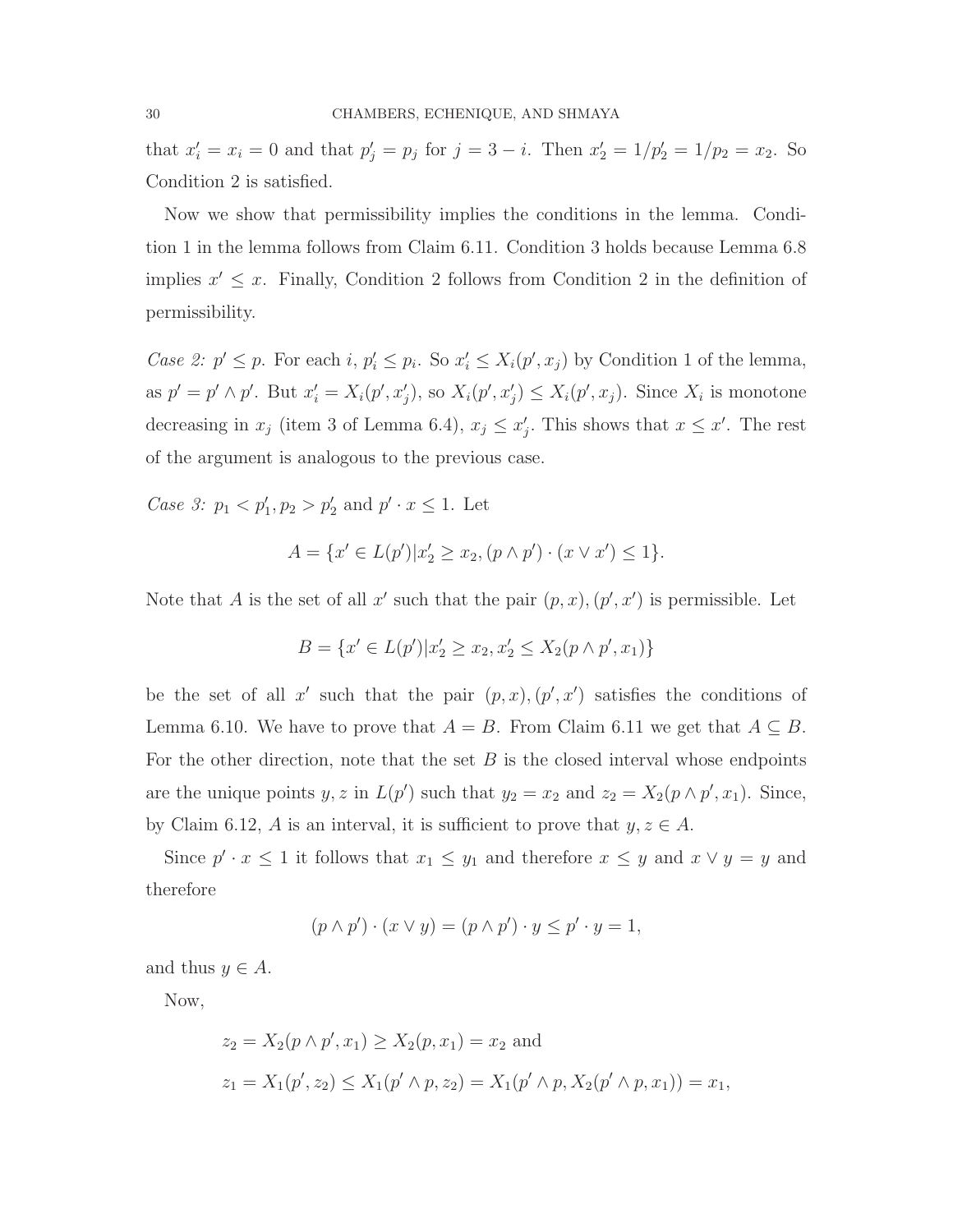that $x'_i = x_i = 0$ and that $p'_j = p_j$ for $j = 3 - i$. Then $x'_2 = 1/p'_2 = 1/p_2 = x_2$. So Condition 2 is satisfied.

Now we show that permissibility implies the conditions in the lemma. Condition 1 in the lemma follows from Claim 6.11. Condition 3 holds because Lemma 6.8 implies $x' \leq x$. Finally, Condition 2 follows from Condition 2 in the definition of permissibility.

*Case 2: $p' \leq p$.* For each $i$, $p'_i \leq p_i$. So $x'_i \leq X_i(p', x_j)$ by Condition 1 of the lemma, as $p' = p' \wedge p'$. But $x'_i = X_i(p', x'_j)$, so $X_i(p', x'_j) \leq X_i(p', x_j)$. Since $X_i$ is monotone decreasing in $x_j$ (item 3 of Lemma 6.4), $x_j \leq x'_j$. This shows that $x \leq x'$. The rest of the argument is analogous to the previous case.

*Case 3: $p_1 < p'_1, p_2 > p'_2$ and $p' \cdot x \leq 1$.* Let

$$A = \{x' \in L(p') | x'_2 \geq x_2, (p \wedge p') \cdot (x \vee x') \leq 1\}.$$

Note that $A$ is the set of all $x'$ such that the pair $(p, x), (p', x')$ is permissible. Let

$$B = \{x' \in L(p') | x'_2 \geq x_2, x'_2 \leq X_2(p \wedge p', x_1)\}$$

be the set of all $x'$ such that the pair $(p, x), (p', x')$ satisfies the conditions of Lemma 6.10. We have to prove that $A = B$. From Claim 6.11 we get that $A \subseteq B$. For the other direction, note that the set $B$ is the closed interval whose endpoints are the unique points $y, z$ in $L(p')$ such that $y_2 = x_2$ and $z_2 = X_2(p \wedge p', x_1)$. Since, by Claim 6.12, $A$ is an interval, it is sufficient to prove that $y, z \in A$.

Since $p' \cdot x \leq 1$ it follows that $x_1 \leq y_1$ and therefore $x \leq y$ and $x \vee y = y$ and therefore

$$(p \wedge p') \cdot (x \vee y) = (p \wedge p') \cdot y \leq p' \cdot y = 1,$$

and thus $y \in A$.

Now,

$$z_2 = X_2(p \wedge p', x_1) \geq X_2(p, x_1) = x_2 \text{ and}$$
$$z_1 = X_1(p', z_2) \leq X_1(p' \wedge p, z_2) = X_1(p' \wedge p, X_2(p' \wedge p, x_1)) = x_1,$$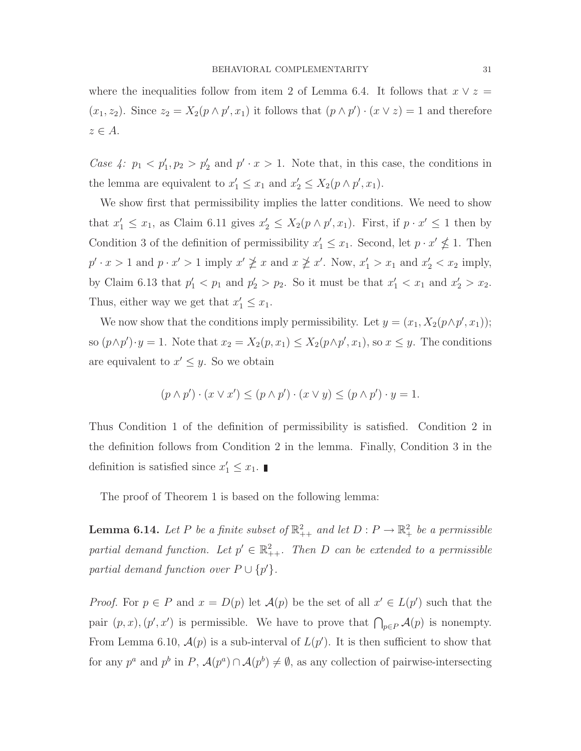where the inequalities follow from item 2 of Lemma 6.4. It follows that $x \vee z = (x_1, z_2)$. Since $z_2 = X_2(p \wedge p', x_1)$ it follows that $(p \wedge p') \cdot (x \vee z) = 1$ and therefore $z \in A$.

*Case 4:* $p_1 < p'_1, p_2 > p'_2$ and $p' \cdot x > 1$. Note that, in this case, the conditions in the lemma are equivalent to $x'_1 \leq x_1$ and $x'_2 \leq X_2(p \wedge p', x_1)$.

We show first that permissibility implies the latter conditions. We need to show that $x'_1 \leq x_1$, as Claim 6.11 gives $x'_2 \leq X_2(p \wedge p', x_1)$. First, if $p \cdot x' \leq 1$ then by Condition 3 of the definition of permissibility $x'_1 \leq x_1$. Second, let $p \cdot x' \nleq 1$. Then $p' \cdot x > 1$ and $p \cdot x' > 1$ imply $x' \ngeq x$ and $x \ngeq x'$. Now, $x'_1 > x_1$ and $x'_2 < x_2$ imply, by Claim 6.13 that $p'_1 < p_1$ and $p'_2 > p_2$. So it must be that $x'_1 < x_1$ and $x'_2 > x_2$. Thus, either way we get that $x'_1 \leq x_1$.

We now show that the conditions imply permissibility. Let $y = (x_1, X_2(p \wedge p', x_1))$; so $(p \wedge p') \cdot y = 1$. Note that $x_2 = X_2(p, x_1) \leq X_2(p \wedge p', x_1)$, so $x \leq y$. The conditions are equivalent to $x' \leq y$. So we obtain

$$(p \wedge p') \cdot (x \vee x') \leq (p \wedge p') \cdot (x \vee y) \leq (p \wedge p') \cdot y = 1.$$

Thus Condition 1 of the definition of permissibility is satisfied. Condition 2 in the definition follows from Condition 2 in the lemma. Finally, Condition 3 in the definition is satisfied since $x'_1 \leq x_1$. ∎

The proof of Theorem 1 is based on the following lemma:

**Lemma 6.14.** *Let $P$ be a finite subset of $\mathbb{R}^2_{++}$ and let $D : P \to \mathbb{R}^2_+$ be a permissible partial demand function. Let $p' \in \mathbb{R}^2_{++}$. Then $D$ can be extended to a permissible partial demand function over $P \cup \{p'\}$.*

*Proof.* For $p \in P$ and $x = D(p)$ let $\mathcal{A}(p)$ be the set of all $x' \in L(p')$ such that the pair $(p, x), (p', x')$ is permissible. We have to prove that $\bigcap_{p \in P} \mathcal{A}(p)$ is nonempty. From Lemma 6.10, $\mathcal{A}(p)$ is a sub-interval of $L(p')$. It is then sufficient to show that for any $p^a$ and $p^b$ in $P$, $\mathcal{A}(p^a) \cap \mathcal{A}(p^b) \neq \emptyset$, as any collection of pairwise-intersecting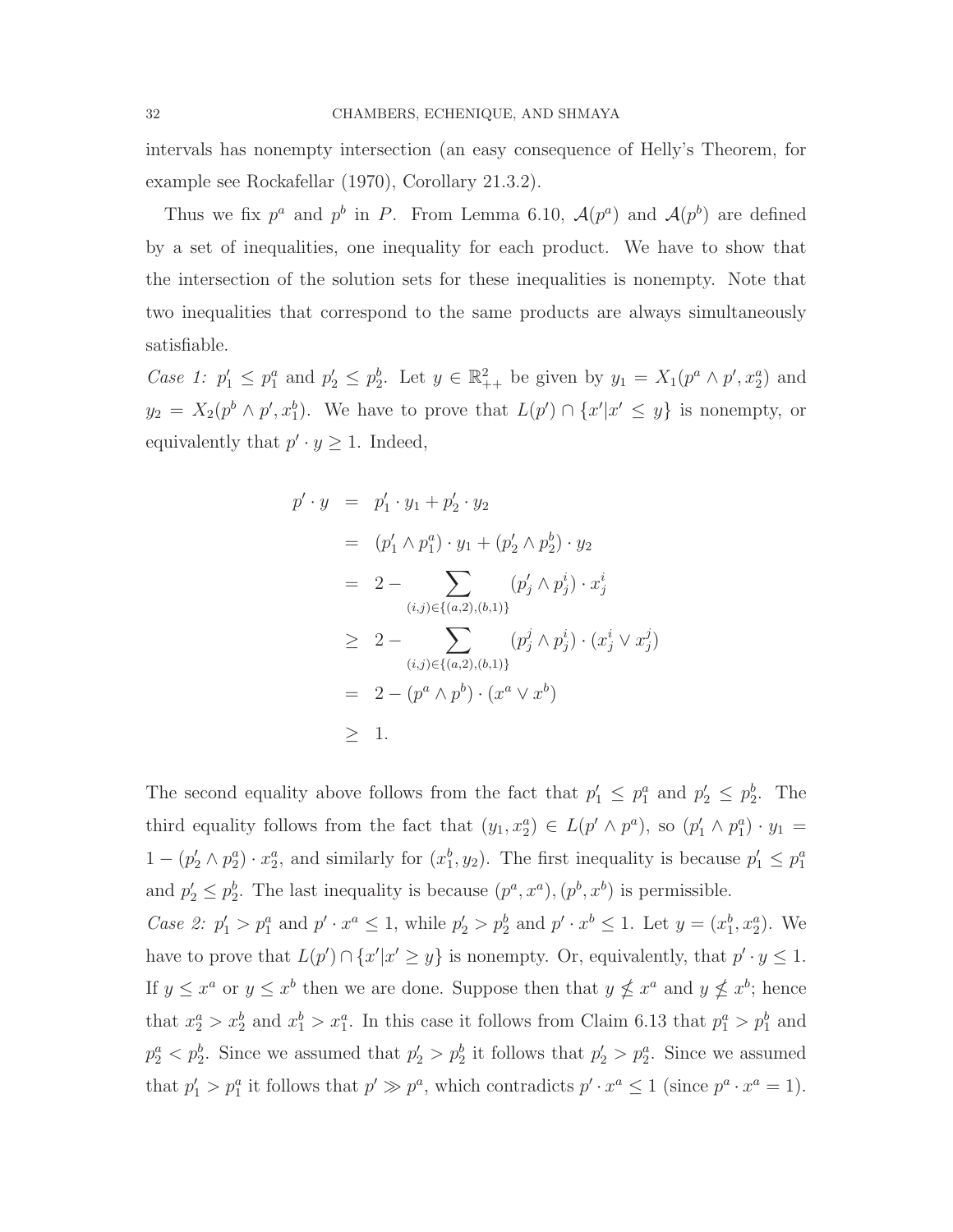intervals has nonempty intersection (an easy consequence of Helly's Theorem, for example see Rockafellar (1970), Corollary 21.3.2).

Thus we fix $p^a$ and $p^b$ in $P$. From Lemma 6.10, $\mathcal{A}(p^a)$ and $\mathcal{A}(p^b)$ are defined by a set of inequalities, one inequality for each product. We have to show that the intersection of the solution sets for these inequalities is nonempty. Note that two inequalities that correspond to the same products are always simultaneously satisfiable.

*Case 1:* $p'_1 \leq p^a_1$ and $p'_2 \leq p^b_2$. Let $y \in \mathbb{R}^2_{++}$ be given by $y_1 = X_1(p^a \wedge p', x^a_2)$ and $y_2 = X_2(p^b \wedge p', x^b_1)$. We have to prove that $L(p') \cap \{x' | x' \leq y\}$ is nonempty, or equivalently that $p' \cdot y \geq 1$. Indeed,

$$
\begin{aligned}
p' \cdot y &= p'_1 \cdot y_1 + p'_2 \cdot y_2 \\
&= (p'_1 \wedge p^a_1) \cdot y_1 + (p'_2 \wedge p^b_2) \cdot y_2 \\
&= 2 - \sum_{(i,j) \in \{(a,2),(b,1)\}} (p'_j \wedge p^i_j) \cdot x^i_j \\
&\geq 2 - \sum_{(i,j) \in \{(a,2),(b,1)\}} (p^j_j \wedge p^i_j) \cdot (x^i_j \vee x^j_j) \\
&= 2 - (p^a \wedge p^b) \cdot (x^a \vee x^b) \\
&\geq 1.
\end{aligned}
$$

The second equality above follows from the fact that $p'_1 \leq p^a_1$ and $p'_2 \leq p^b_2$. The third equality follows from the fact that $(y_1, x^a_2) \in L(p' \wedge p^a)$, so $(p'_1 \wedge p^a_1) \cdot y_1 = 1 - (p'_2 \wedge p^a_2) \cdot x^a_2$, and similarly for $(x^b_1, y_2)$. The first inequality is because $p'_1 \leq p^a_1$ and $p'_2 \leq p^b_2$. The last inequality is because $(p^a, x^a), (p^b, x^b)$ is permissible.

*Case 2:* $p'_1 > p^a_1$ and $p' \cdot x^a \leq 1$, while $p'_2 > p^b_2$ and $p' \cdot x^b \leq 1$. Let $y = (x^b_1, x^a_2)$. We have to prove that $L(p') \cap \{x' | x' \geq y\}$ is nonempty. Or, equivalently, that $p' \cdot y \leq 1$. If $y \leq x^a$ or $y \leq x^b$ then we are done. Suppose then that $y \nleq x^a$ and $y \nleq x^b$; hence that $x^a_2 > x^b_2$ and $x^b_1 > x^a_1$. In this case it follows from Claim 6.13 that $p^a_1 > p^b_1$ and $p^a_2 < p^b_2$. Since we assumed that $p'_2 > p^b_2$ it follows that $p'_2 > p^a_2$. Since we assumed that $p'_1 > p^a_1$ it follows that $p' \gg p^a$, which contradicts $p' \cdot x^a \leq 1$ (since $p^a \cdot x^a = 1$).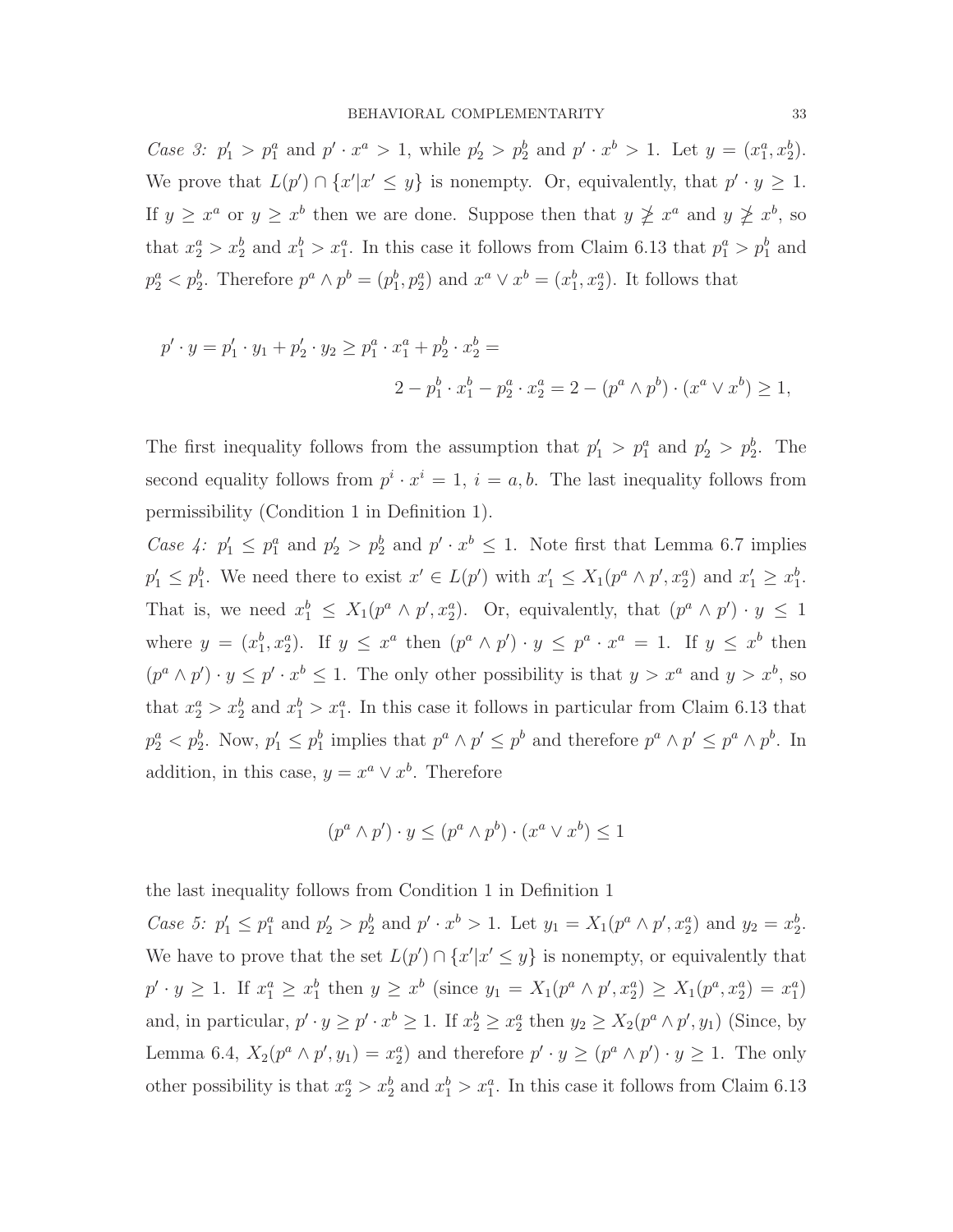*Case 3:* $p'_1 > p^a_1$ and $p' \cdot x^a > 1$, while $p'_2 > p^b_2$ and $p' \cdot x^b > 1$. Let $y = (x^a_1, x^b_2)$. We prove that $L(p') \cap \{x' | x' \leq y\}$ is nonempty. Or, equivalently, that $p' \cdot y \geq 1$. If $y \geq x^a$ or $y \geq x^b$ then we are done. Suppose then that $y \ngeq x^a$ and $y \ngeq x^b$, so that $x^a_2 > x^b_2$ and $x^b_1 > x^a_1$. In this case it follows from Claim 6.13 that $p^a_1 > p^b_1$ and $p^a_2 < p^b_2$. Therefore $p^a \wedge p^b = (p^b_1, p^a_2)$ and $x^a \vee x^b = (x^b_1, x^a_2)$. It follows that

$$
\begin{aligned}
p' \cdot y = p'_1 \cdot y_1 + p'_2 \cdot y_2 \geq p^a_1 \cdot x^a_1 + p^b_2 \cdot x^b_2 = \\
2 - p^b_1 \cdot x^b_1 - p^a_2 \cdot x^a_2 = 2 - (p^a \wedge p^b) \cdot (x^a \vee x^b) \geq 1,
\end{aligned}
$$

The first inequality follows from the assumption that $p'_1 > p^a_1$ and $p'_2 > p^b_2$. The second equality follows from $p^i \cdot x^i = 1$, $i = a, b$. The last inequality follows from permissibility (Condition 1 in Definition 1).

*Case 4:* $p'_1 \leq p^a_1$ and $p'_2 > p^b_2$ and $p' \cdot x^b \leq 1$. Note first that Lemma 6.7 implies $p'_1 \leq p^b_1$. We need there to exist $x' \in L(p')$ with $x'_1 \leq X_1(p^a \wedge p', x^a_2)$ and $x'_1 \geq x^b_1$. That is, we need $x^b_1 \leq X_1(p^a \wedge p', x^a_2)$. Or, equivalently, that $(p^a \wedge p') \cdot y \leq 1$ where $y = (x^b_1, x^a_2)$. If $y \leq x^a$ then $(p^a \wedge p') \cdot y \leq p^a \cdot x^a = 1$. If $y \leq x^b$ then $(p^a \wedge p') \cdot y \leq p' \cdot x^b \leq 1$. The only other possibility is that $y > x^a$ and $y > x^b$, so that $x^a_2 > x^b_2$ and $x^b_1 > x^a_1$. In this case it follows in particular from Claim 6.13 that $p^a_2 < p^b_2$. Now, $p'_1 \leq p^b_1$ implies that $p^a \wedge p' \leq p^b$ and therefore $p^a \wedge p' \leq p^a \wedge p^b$. In addition, in this case, $y = x^a \vee x^b$. Therefore

$$
(p^a \wedge p') \cdot y \leq (p^a \wedge p^b) \cdot (x^a \vee x^b) \leq 1
$$

the last inequality follows from Condition 1 in Definition 1

*Case 5:* $p'_1 \leq p^a_1$ and $p'_2 > p^b_2$ and $p' \cdot x^b > 1$. Let $y_1 = X_1(p^a \wedge p', x^a_2)$ and $y_2 = x^b_2$. We have to prove that the set $L(p') \cap \{x' | x' \leq y\}$ is nonempty, or equivalently that $p' \cdot y \geq 1$. If $x^a_1 \geq x^b_1$ then $y \geq x^b$ (since $y_1 = X_1(p^a \wedge p', x^a_2) \geq X_1(p^a, x^a_2) = x^a_1$) and, in particular, $p' \cdot y \geq p' \cdot x^b \geq 1$. If $x^b_2 \geq x^a_2$ then $y_2 \geq X_2(p^a \wedge p', y_1)$ (Since, by Lemma 6.4, $X_2(p^a \wedge p', y_1) = x^a_2$) and therefore $p' \cdot y \geq (p^a \wedge p') \cdot y \geq 1$. The only other possibility is that $x^a_2 > x^b_2$ and $x^b_1 > x^a_1$. In this case it follows from Claim 6.13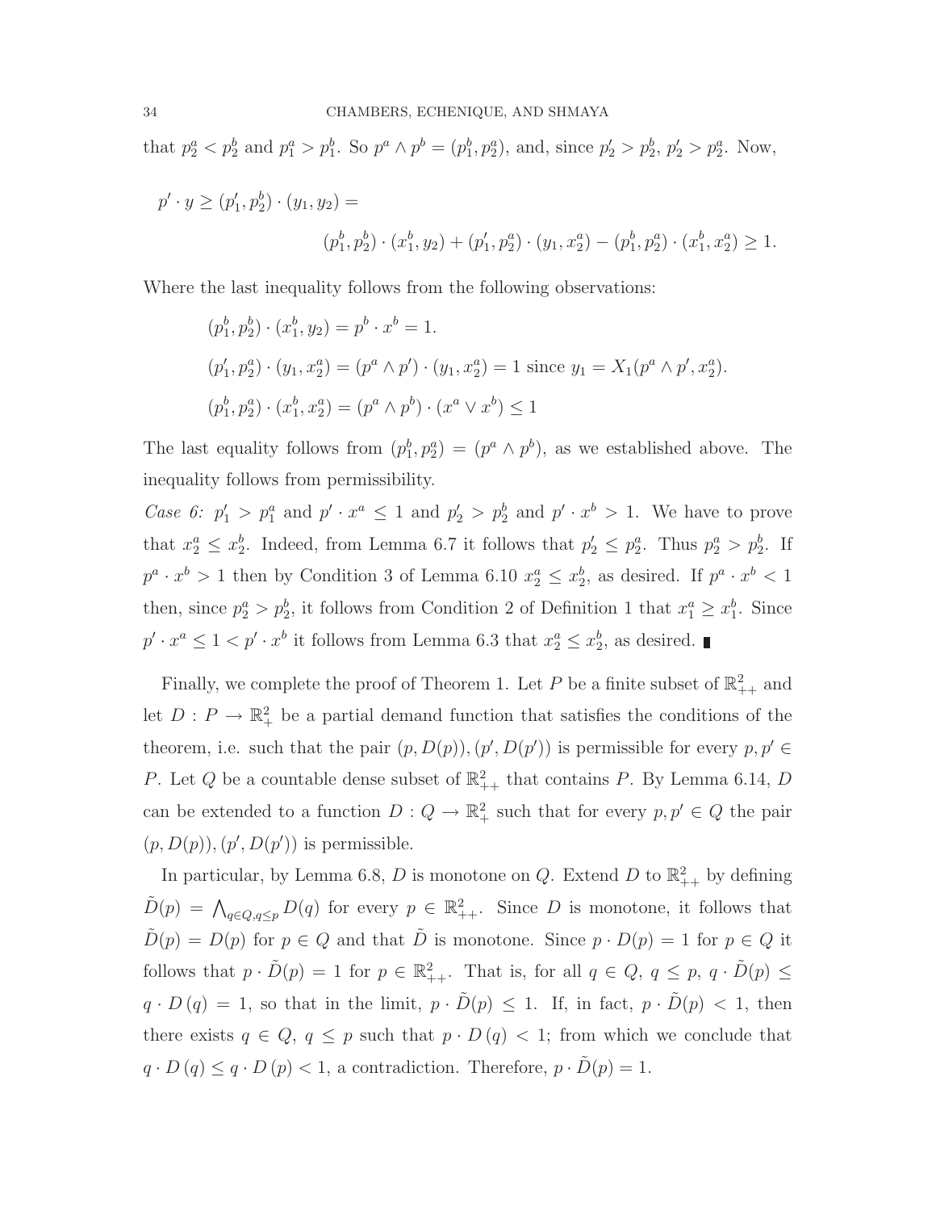that $p_2^a < p_2^b$ and $p_1^a > p_1^b$. So $p^a \wedge p^b = (p_1^b, p_2^a)$, and, since $p_2' > p_2^b$, $p_2' > p_2^a$. Now,

$$p' \cdot y \geq (p_1', p_2^b) \cdot (y_1, y_2) =$$

$$(p_1^b, p_2^b) \cdot (x_1^b, y_2) + (p_1', p_2^a) \cdot (y_1, x_2^a) - (p_1^b, p_2^a) \cdot (x_1^b, x_2^a) \geq 1.$$

Where the last inequality follows from the following observations:

$$(p_1^b, p_2^b) \cdot (x_1^b, y_2) = p^b \cdot x^b = 1.$$

$$(p_1', p_2^a) \cdot (y_1, x_2^a) = (p^a \wedge p') \cdot (y_1, x_2^a) = 1 \text{ since } y_1 = X_1(p^a \wedge p', x_2^a).$$

$$(p_1^b, p_2^a) \cdot (x_1^b, x_2^a) = (p^a \wedge p^b) \cdot (x^a \vee x^b) \leq 1$$

The last equality follows from $(p_1^b, p_2^a) = (p^a \wedge p^b)$, as we established above. The inequality follows from permissibility.

*Case 6:* $p_1' > p_1^a$ and $p' \cdot x^a \leq 1$ and $p_2' > p_2^b$ and $p' \cdot x^b > 1$. We have to prove that $x_2^a \leq x_2^b$. Indeed, from Lemma 6.7 it follows that $p_2' \leq p_2^a$. Thus $p_2^a > p_2^b$. If $p^a \cdot x^b > 1$ then by Condition 3 of Lemma 6.10 $x_2^a \leq x_2^b$, as desired. If $p^a \cdot x^b < 1$ then, since $p_2^a > p_2^b$, it follows from Condition 2 of Definition 1 that $x_1^a \geq x_1^b$. Since $p' \cdot x^a \leq 1 < p' \cdot x^b$ it follows from Lemma 6.3 that $x_2^a \leq x_2^b$, as desired. ∎

Finally, we complete the proof of Theorem 1. Let $P$ be a finite subset of $\mathbb{R}^2_{++}$ and let $D : P \to \mathbb{R}^2_+$ be a partial demand function that satisfies the conditions of the theorem, i.e. such that the pair $(p, D(p)), (p', D(p'))$ is permissible for every $p, p' \in P$. Let $Q$ be a countable dense subset of $\mathbb{R}^2_{++}$ that contains $P$. By Lemma 6.14, $D$ can be extended to a function $D : Q \to \mathbb{R}^2_+$ such that for every $p, p' \in Q$ the pair $(p, D(p)), (p', D(p'))$ is permissible.

In particular, by Lemma 6.8, $D$ is monotone on $Q$. Extend $D$ to $\mathbb{R}^2_{++}$ by defining $\tilde{D}(p) = \bigwedge_{q \in Q, q \leq p} D(q)$ for every $p \in \mathbb{R}^2_{++}$. Since $D$ is monotone, it follows that $\tilde{D}(p) = D(p)$ for $p \in Q$ and that $\tilde{D}$ is monotone. Since $p \cdot D(p) = 1$ for $p \in Q$ it follows that $p \cdot \tilde{D}(p) = 1$ for $p \in \mathbb{R}^2_{++}$. That is, for all $q \in Q$, $q \leq p$, $q \cdot \tilde{D}(p) \leq q \cdot D(q) = 1$, so that in the limit, $p \cdot \tilde{D}(p) \leq 1$. If, in fact, $p \cdot \tilde{D}(p) < 1$, then there exists $q \in Q$, $q \leq p$ such that $p \cdot D(q) < 1$; from which we conclude that $q \cdot D(q) \leq q \cdot D(p) < 1$, a contradiction. Therefore, $p \cdot \tilde{D}(p) = 1$.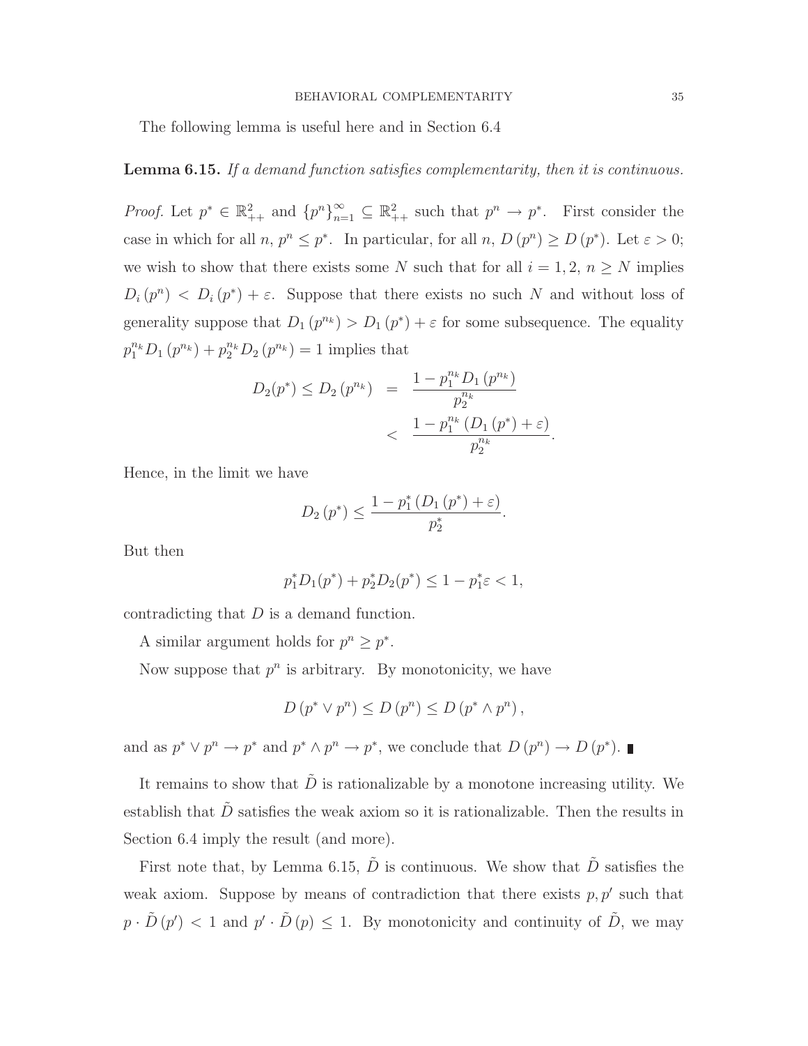The following lemma is useful here and in Section 6.4

**Lemma 6.15.** *If a demand function satisfies complementarity, then it is continuous.*

*Proof.* Let $p^* \in \mathbb{R}^2_{++}$ and $\{p^n\}_{n=1}^{\infty} \subseteq \mathbb{R}^2_{++}$ such that $p^n \to p^*$. First consider the case in which for all $n$, $p^n \leq p^*$. In particular, for all $n$, $D(p^n) \geq D(p^*)$. Let $\varepsilon > 0$; we wish to show that there exists some $N$ such that for all $i = 1, 2$, $n \geq N$ implies $D_i(p^n) < D_i(p^*) + \varepsilon$. Suppose that there exists no such $N$ and without loss of generality suppose that $D_1(p^{n_k}) > D_1(p^*) + \varepsilon$ for some subsequence. The equality $p_1^{n_k} D_1(p^{n_k}) + p_2^{n_k} D_2(p^{n_k}) = 1$ implies that

$$\begin{aligned} D_2(p^*) \leq D_2(p^{n_k}) &= \frac{1 - p_1^{n_k} D_1(p^{n_k})}{p_2^{n_k}} \\ &< \frac{1 - p_1^{n_k}(D_1(p^*) + \varepsilon)}{p_2^{n_k}}. \end{aligned}$$

Hence, in the limit we have

$$D_2(p^*) \leq \frac{1 - p_1^*(D_1(p^*) + \varepsilon)}{p_2^*}.$$

But then

$$p_1^* D_1(p^*) + p_2^* D_2(p^*) \leq 1 - p_1^* \varepsilon < 1,$$

contradicting that $D$ is a demand function.

A similar argument holds for $p^n \geq p^*$.

Now suppose that $p^n$ is arbitrary. By monotonicity, we have

$$D(p^* \vee p^n) \leq D(p^n) \leq D(p^* \wedge p^n),$$

and as $p^* \vee p^n \to p^*$ and $p^* \wedge p^n \to p^*$, we conclude that $D(p^n) \to D(p^*)$. ∎

It remains to show that $\tilde{D}$ is rationalizable by a monotone increasing utility. We establish that $\tilde{D}$ satisfies the weak axiom so it is rationalizable. Then the results in Section 6.4 imply the result (and more).

First note that, by Lemma 6.15, $\tilde{D}$ is continuous. We show that $\tilde{D}$ satisfies the weak axiom. Suppose by means of contradiction that there exists $p, p'$ such that $p \cdot \tilde{D}(p') < 1$ and $p' \cdot \tilde{D}(p) \leq 1$. By monotonicity and continuity of $\tilde{D}$, we may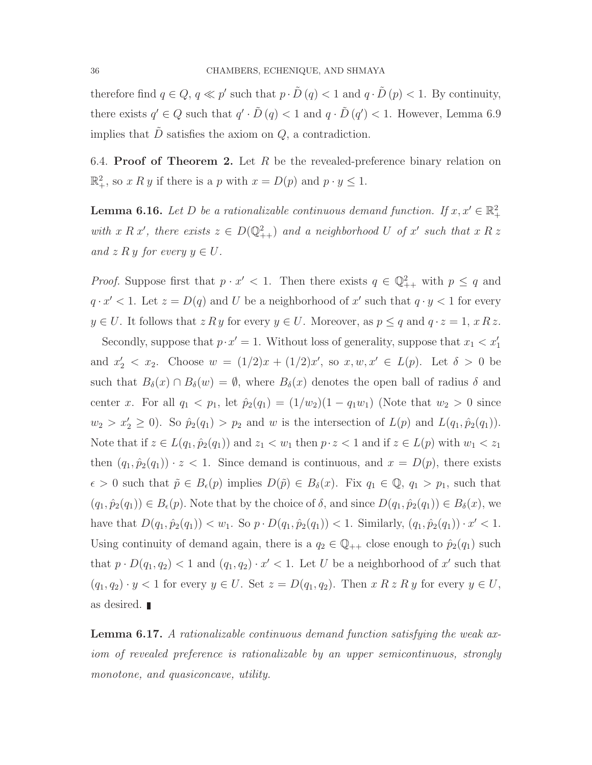therefore find $q \in Q$, $q \ll p'$ such that $p \cdot \tilde{D}(q) < 1$ and $q \cdot \tilde{D}(p) < 1$. By continuity, there exists $q' \in Q$ such that $q' \cdot \tilde{D}(q) < 1$ and $q \cdot \tilde{D}(q') < 1$. However, Lemma 6.9 implies that $\tilde{D}$ satisfies the axiom on $Q$, a contradiction.

6.4. **Proof of Theorem 2.** Let $R$ be the revealed-preference binary relation on $\mathbb{R}^2_+$, so $x \, R \, y$ if there is a $p$ with $x = D(p)$ and $p \cdot y \leq 1$.

**Lemma 6.16.** *Let $D$ be a rationalizable continuous demand function. If $x, x' \in \mathbb{R}^2_+$ with $x \, R \, x'$, there exists $z \in D(\mathbb{Q}^2_{++})$ and a neighborhood $U$ of $x'$ such that $x \, R \, z$ and $z \, R \, y$ for every $y \in U$.*

*Proof.* Suppose first that $p \cdot x' < 1$. Then there exists $q \in \mathbb{Q}^2_{++}$ with $p \leq q$ and $q \cdot x' < 1$. Let $z = D(q)$ and $U$ be a neighborhood of $x'$ such that $q \cdot y < 1$ for every $y \in U$. It follows that $z \, R \, y$ for every $y \in U$. Moreover, as $p \leq q$ and $q \cdot z = 1$, $x \, R \, z$.

Secondly, suppose that $p \cdot x' = 1$. Without loss of generality, suppose that $x_1 < x'_1$ and $x'_2 < x_2$. Choose $w = (1/2)x + (1/2)x'$, so $x, w, x' \in L(p)$. Let $\delta > 0$ be such that $B_\delta(x) \cap B_\delta(w) = \emptyset$, where $B_\delta(x)$ denotes the open ball of radius $\delta$ and center $x$. For all $q_1 < p_1$, let $\hat{p}_2(q_1) = (1/w_2)(1 - q_1 w_1)$ (Note that $w_2 > 0$ since $w_2 > x'_2 \geq 0$). So $\hat{p}_2(q_1) > p_2$ and $w$ is the intersection of $L(p)$ and $L(q_1, \hat{p}_2(q_1))$. Note that if $z \in L(q_1, \hat{p}_2(q_1))$ and $z_1 < w_1$ then $p \cdot z < 1$ and if $z \in L(p)$ with $w_1 < z_1$ then $(q_1, \hat{p}_2(q_1)) \cdot z < 1$. Since demand is continuous, and $x = D(p)$, there exists $\epsilon > 0$ such that $\tilde{p} \in B_\epsilon(p)$ implies $D(\tilde{p}) \in B_\delta(x)$. Fix $q_1 \in \mathbb{Q}$, $q_1 > p_1$, such that $(q_1, \hat{p}_2(q_1)) \in B_\epsilon(p)$. Note that by the choice of $\delta$, and since $D(q_1, \hat{p}_2(q_1)) \in B_\delta(x)$, we have that $D(q_1, \hat{p}_2(q_1)) < w_1$. So $p \cdot D(q_1, \hat{p}_2(q_1)) < 1$. Similarly, $(q_1, \hat{p}_2(q_1)) \cdot x' < 1$. Using continuity of demand again, there is a $q_2 \in \mathbb{Q}_{++}$ close enough to $\hat{p}_2(q_1)$ such that $p \cdot D(q_1, q_2) < 1$ and $(q_1, q_2) \cdot x' < 1$. Let $U$ be a neighborhood of $x'$ such that $(q_1, q_2) \cdot y < 1$ for every $y \in U$. Set $z = D(q_1, q_2)$. Then $x \, R \, z \, R \, y$ for every $y \in U$, as desired. ∎

**Lemma 6.17.** *A rationalizable continuous demand function satisfying the weak axiom of revealed preference is rationalizable by an upper semicontinuous, strongly monotone, and quasiconcave, utility.*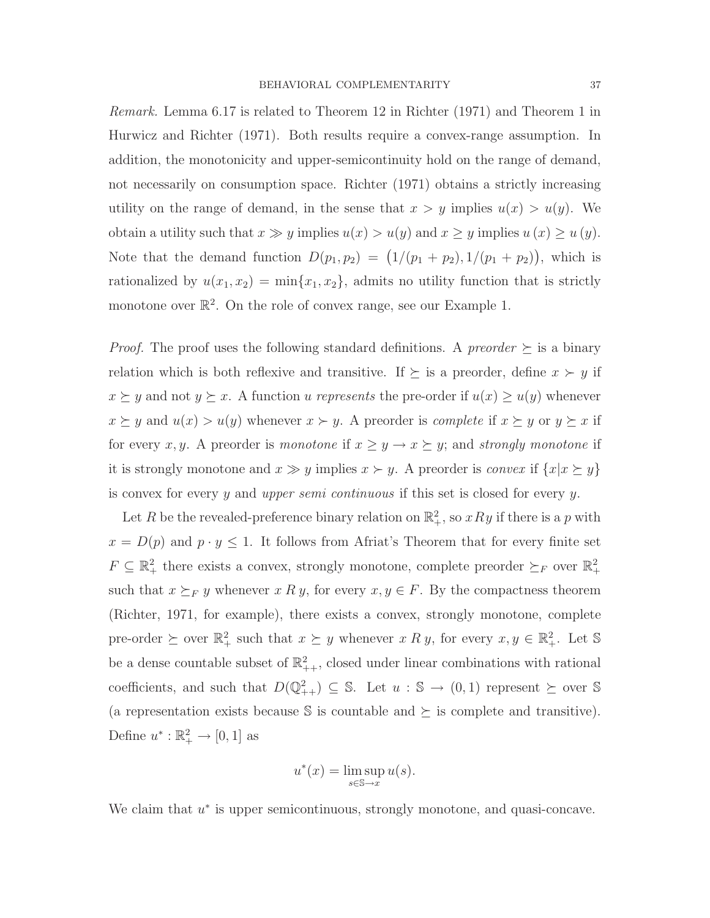*Remark.* Lemma 6.17 is related to Theorem 12 in Richter (1971) and Theorem 1 in Hurwicz and Richter (1971). Both results require a convex-range assumption. In addition, the monotonicity and upper-semicontinuity hold on the range of demand, not necessarily on consumption space. Richter (1971) obtains a strictly increasing utility on the range of demand, in the sense that $x > y$ implies $u(x) > u(y)$. We obtain a utility such that $x \gg y$ implies $u(x) > u(y)$ and $x \geq y$ implies $u(x) \geq u(y)$. Note that the demand function $D(p_1, p_2) = \big(1/(p_1 + p_2), 1/(p_1 + p_2)\big)$, which is rationalized by $u(x_1, x_2) = \min\{x_1, x_2\}$, admits no utility function that is strictly monotone over $\mathbb{R}^2$. On the role of convex range, see our Example 1.

*Proof.* The proof uses the following standard definitions. A *preorder* $\succeq$ is a binary relation which is both reflexive and transitive. If $\succeq$ is a preorder, define $x \succ y$ if $x \succeq y$ and not $y \succeq x$. A function $u$ *represents* the pre-order if $u(x) \geq u(y)$ whenever $x \succeq y$ and $u(x) > u(y)$ whenever $x \succ y$. A preorder is *complete* if $x \succeq y$ or $y \succeq x$ if for every $x, y$. A preorder is *monotone* if $x \geq y \to x \succeq y$; and *strongly monotone* if it is strongly monotone and $x \gg y$ implies $x \succ y$. A preorder is *convex* if $\{x | x \succeq y\}$ is convex for every $y$ and *upper semi continuous* if this set is closed for every $y$.

Let $R$ be the revealed-preference binary relation on $\mathbb{R}^2_+$, so $x R y$ if there is a $p$ with $x = D(p)$ and $p \cdot y \leq 1$. It follows from Afriat's Theorem that for every finite set $F \subseteq \mathbb{R}^2_+$ there exists a convex, strongly monotone, complete preorder $\succeq_F$ over $\mathbb{R}^2_+$ such that $x \succeq_F y$ whenever $x \, R \, y$, for every $x, y \in F$. By the compactness theorem (Richter, 1971, for example), there exists a convex, strongly monotone, complete pre-order $\succeq$ over $\mathbb{R}^2_+$ such that $x \succeq y$ whenever $x \, R \, y$, for every $x, y \in \mathbb{R}^2_+$. Let $\mathbb{S}$ be a dense countable subset of $\mathbb{R}^2_{++}$, closed under linear combinations with rational coefficients, and such that $D(\mathbb{Q}^2_{++}) \subseteq \mathbb{S}$. Let $u : \mathbb{S} \to (0, 1)$ represent $\succeq$ over $\mathbb{S}$ (a representation exists because $\mathbb{S}$ is countable and $\succeq$ is complete and transitive). Define $u^* : \mathbb{R}^2_+ \to [0, 1]$ as

$$u^*(x) = \limsup_{s \in \mathbb{S} \to x} u(s).$$

We claim that $u^*$ is upper semicontinuous, strongly monotone, and quasi-concave.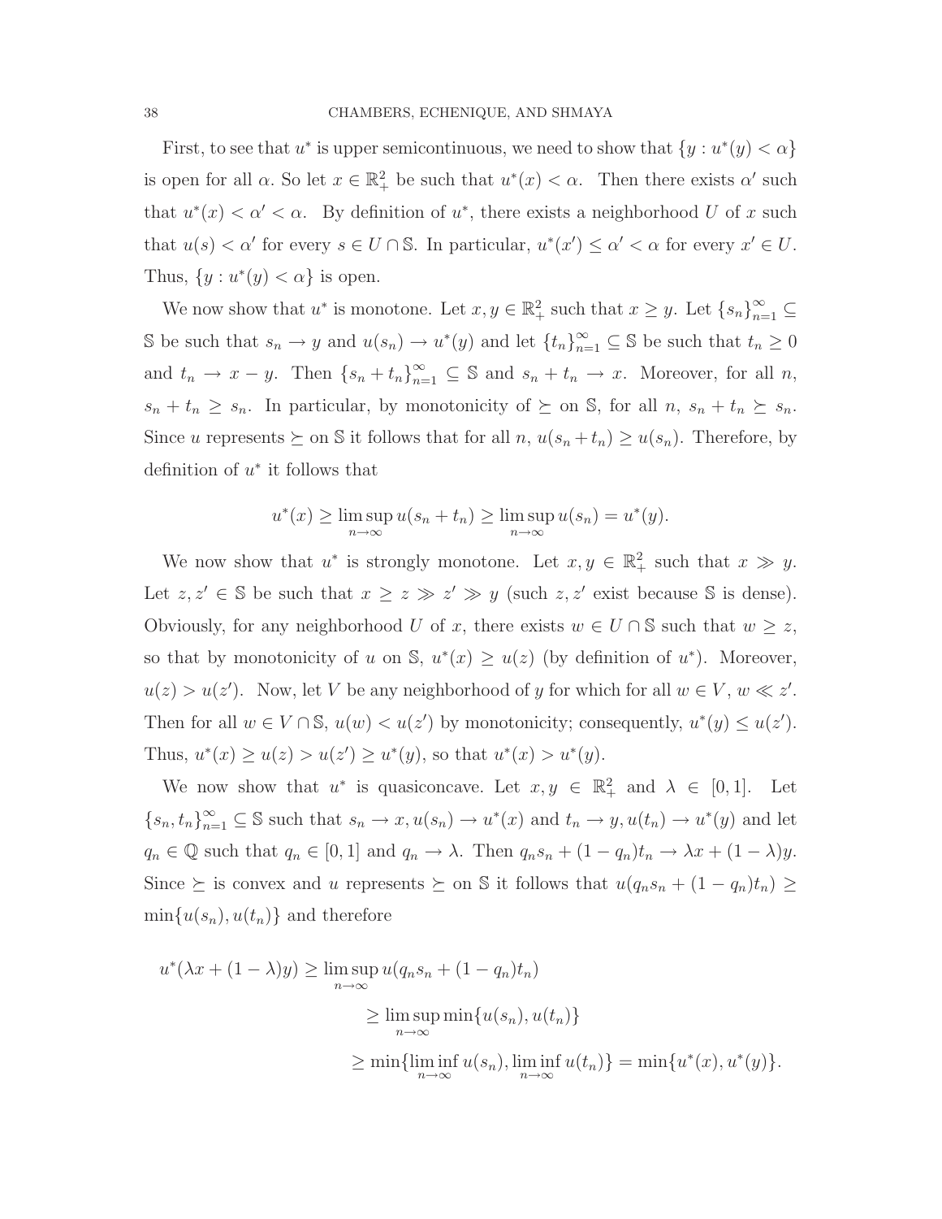First, to see that $u^*$ is upper semicontinuous, we need to show that $\{y : u^*(y) < \alpha\}$ is open for all $\alpha$. So let $x \in \mathbb{R}^2_+$ be such that $u^*(x) < \alpha$. Then there exists $\alpha'$ such that $u^*(x) < \alpha' < \alpha$. By definition of $u^*$, there exists a neighborhood $U$ of $x$ such that $u(s) < \alpha'$ for every $s \in U \cap \mathbb{S}$. In particular, $u^*(x') \leq \alpha' < \alpha$ for every $x' \in U$. Thus, $\{y : u^*(y) < \alpha\}$ is open.

We now show that $u^*$ is monotone. Let $x, y \in \mathbb{R}^2_+$ such that $x \geq y$. Let $\{s_n\}_{n=1}^\infty \subseteq \mathbb{S}$ be such that $s_n \to y$ and $u(s_n) \to u^*(y)$ and let $\{t_n\}_{n=1}^\infty \subseteq \mathbb{S}$ be such that $t_n \geq 0$ and $t_n \to x - y$. Then $\{s_n + t_n\}_{n=1}^\infty \subseteq \mathbb{S}$ and $s_n + t_n \to x$. Moreover, for all $n$, $s_n + t_n \geq s_n$. In particular, by monotonicity of $\succeq$ on $\mathbb{S}$, for all $n$, $s_n + t_n \succeq s_n$. Since $u$ represents $\succeq$ on $\mathbb{S}$ it follows that for all $n$, $u(s_n + t_n) \geq u(s_n)$. Therefore, by definition of $u^*$ it follows that

$$u^*(x) \geq \limsup_{n\to\infty} u(s_n + t_n) \geq \limsup_{n\to\infty} u(s_n) = u^*(y).$$

We now show that $u^*$ is strongly monotone. Let $x, y \in \mathbb{R}^2_+$ such that $x \gg y$. Let $z, z' \in \mathbb{S}$ be such that $x \geq z \gg z' \gg y$ (such $z, z'$ exist because $\mathbb{S}$ is dense). Obviously, for any neighborhood $U$ of $x$, there exists $w \in U \cap \mathbb{S}$ such that $w \geq z$, so that by monotonicity of $u$ on $\mathbb{S}$, $u^*(x) \geq u(z)$ (by definition of $u^*$). Moreover, $u(z) > u(z')$. Now, let $V$ be any neighborhood of $y$ for which for all $w \in V$, $w \ll z'$. Then for all $w \in V \cap \mathbb{S}$, $u(w) < u(z')$ by monotonicity; consequently, $u^*(y) \leq u(z')$. Thus, $u^*(x) \geq u(z) > u(z') \geq u^*(y)$, so that $u^*(x) > u^*(y)$.

We now show that $u^*$ is quasiconcave. Let $x, y \in \mathbb{R}^2_+$ and $\lambda \in [0,1]$. Let $\{s_n, t_n\}_{n=1}^\infty \subseteq \mathbb{S}$ such that $s_n \to x, u(s_n) \to u^*(x)$ and $t_n \to y, u(t_n) \to u^*(y)$ and let $q_n \in \mathbb{Q}$ such that $q_n \in [0,1]$ and $q_n \to \lambda$. Then $q_n s_n + (1 - q_n)t_n \to \lambda x + (1 - \lambda)y$. Since $\succeq$ is convex and $u$ represents $\succeq$ on $\mathbb{S}$ it follows that $u(q_n s_n + (1 - q_n)t_n) \geq \min\{u(s_n), u(t_n)\}$ and therefore

$$\begin{aligned}
u^*(\lambda x + (1-\lambda)y) &\geq \limsup_{n\to\infty} u(q_n s_n + (1 - q_n)t_n) \\
&\geq \limsup_{n\to\infty} \min\{u(s_n), u(t_n)\} \\
&\geq \min\{\liminf_{n\to\infty} u(s_n), \liminf_{n\to\infty} u(t_n)\} = \min\{u^*(x), u^*(y)\}.
\end{aligned}$$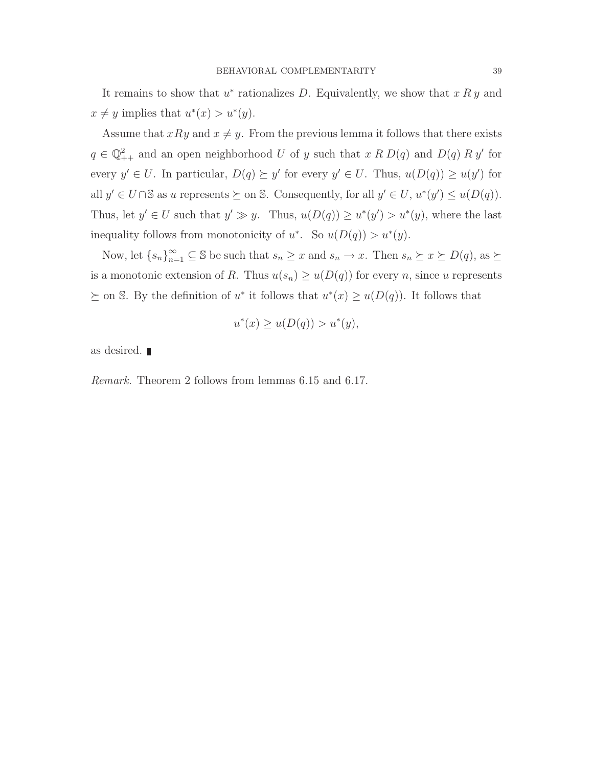It remains to show that $u^*$ rationalizes $D$. Equivalently, we show that $x\,R\,y$ and $x \neq y$ implies that $u^*(x) > u^*(y)$.

Assume that $xRy$ and $x \neq y$. From the previous lemma it follows that there exists $q \in \mathbb{Q}^2_{++}$ and an open neighborhood $U$ of $y$ such that $x\,R\,D(q)$ and $D(q)\,R\,y'$ for every $y' \in U$. In particular, $D(q) \succeq y'$ for every $y' \in U$. Thus, $u(D(q)) \geq u(y')$ for all $y' \in U \cap \mathbb{S}$ as $u$ represents $\succeq$ on $\mathbb{S}$. Consequently, for all $y' \in U$, $u^*(y') \leq u(D(q))$. Thus, let $y' \in U$ such that $y' \gg y$. Thus, $u(D(q)) \geq u^*(y') > u^*(y)$, where the last inequality follows from monotonicity of $u^*$. So $u(D(q)) > u^*(y)$.

Now, let $\{s_n\}_{n=1}^{\infty} \subseteq \mathbb{S}$ be such that $s_n \geq x$ and $s_n \to x$. Then $s_n \succeq x \succeq D(q)$, as $\succeq$ is a monotonic extension of $R$. Thus $u(s_n) \geq u(D(q))$ for every $n$, since $u$ represents $\succeq$ on $\mathbb{S}$. By the definition of $u^*$ it follows that $u^*(x) \geq u(D(q))$. It follows that

$$u^*(x) \geq u(D(q)) > u^*(y),$$

as desired. ∎

*Remark.* Theorem 2 follows from lemmas 6.15 and 6.17.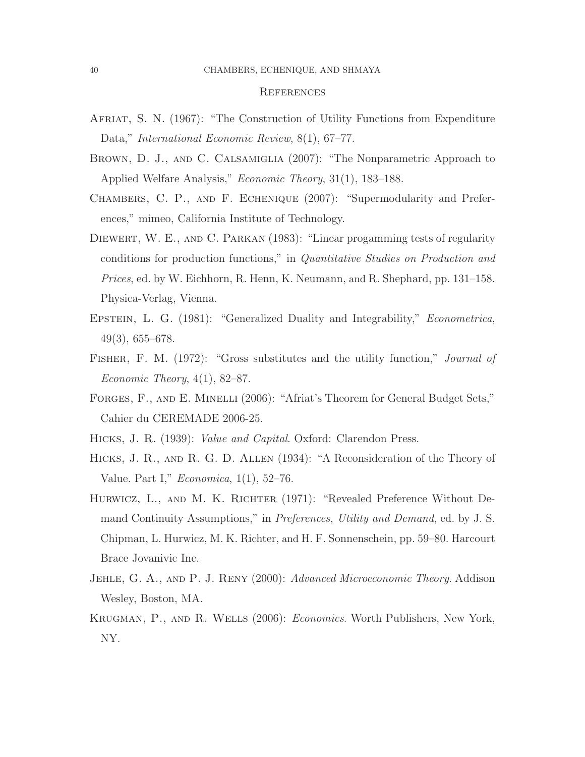## References

Afriat, S. N. (1967): "The Construction of Utility Functions from Expenditure Data," *International Economic Review*, 8(1), 67–77.

Brown, D. J., and C. Calsamiglia (2007): "The Nonparametric Approach to Applied Welfare Analysis," *Economic Theory*, 31(1), 183–188.

Chambers, C. P., and F. Echenique (2007): "Supermodularity and Preferences," mimeo, California Institute of Technology.

Diewert, W. E., and C. Parkan (1983): "Linear progamming tests of regularity conditions for production functions," in *Quantitative Studies on Production and Prices*, ed. by W. Eichhorn, R. Henn, K. Neumann, and R. Shephard, pp. 131–158. Physica-Verlag, Vienna.

Epstein, L. G. (1981): "Generalized Duality and Integrability," *Econometrica*, 49(3), 655–678.

Fisher, F. M. (1972): "Gross substitutes and the utility function," *Journal of Economic Theory*, 4(1), 82–87.

Forges, F., and E. Minelli (2006): "Afriat's Theorem for General Budget Sets," Cahier du CEREMADE 2006-25.

Hicks, J. R. (1939): *Value and Capital*. Oxford: Clarendon Press.

Hicks, J. R., and R. G. D. Allen (1934): "A Reconsideration of the Theory of Value. Part I," *Economica*, 1(1), 52–76.

Hurwicz, L., and M. K. Richter (1971): "Revealed Preference Without Demand Continuity Assumptions," in *Preferences, Utility and Demand*, ed. by J. S. Chipman, L. Hurwicz, M. K. Richter, and H. F. Sonnenschein, pp. 59–80. Harcourt Brace Jovanivic Inc.

Jehle, G. A., and P. J. Reny (2000): *Advanced Microeconomic Theory*. Addison Wesley, Boston, MA.

Krugman, P., and R. Wells (2006): *Economics*. Worth Publishers, New York, NY.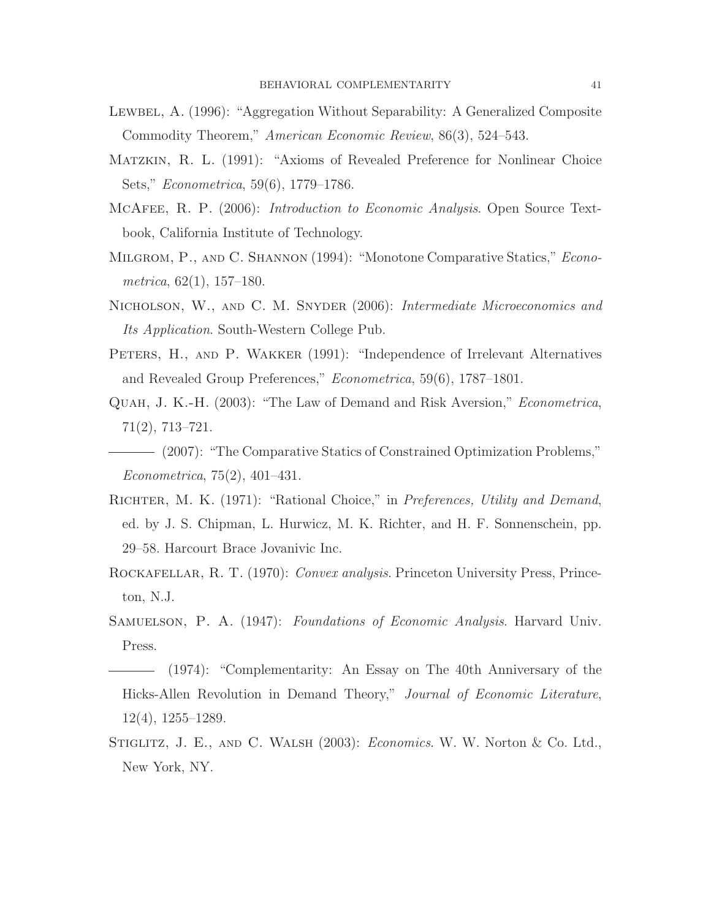Lewbel, A. (1996): "Aggregation Without Separability: A Generalized Composite Commodity Theorem," *American Economic Review*, 86(3), 524–543.

Matzkin, R. L. (1991): "Axioms of Revealed Preference for Nonlinear Choice Sets," *Econometrica*, 59(6), 1779–1786.

McAfee, R. P. (2006): *Introduction to Economic Analysis*. Open Source Textbook, California Institute of Technology.

Milgrom, P., and C. Shannon (1994): "Monotone Comparative Statics," *Econometrica*, 62(1), 157–180.

Nicholson, W., and C. M. Snyder (2006): *Intermediate Microeconomics and Its Application*. South-Western College Pub.

Peters, H., and P. Wakker (1991): "Independence of Irrelevant Alternatives and Revealed Group Preferences," *Econometrica*, 59(6), 1787–1801.

Quah, J. K.-H. (2003): "The Law of Demand and Risk Aversion," *Econometrica*, 71(2), 713–721.

——— (2007): "The Comparative Statics of Constrained Optimization Problems," *Econometrica*, 75(2), 401–431.

Richter, M. K. (1971): "Rational Choice," in *Preferences, Utility and Demand*, ed. by J. S. Chipman, L. Hurwicz, M. K. Richter, and H. F. Sonnenschein, pp. 29–58. Harcourt Brace Jovanivic Inc.

Rockafellar, R. T. (1970): *Convex analysis*. Princeton University Press, Princeton, N.J.

Samuelson, P. A. (1947): *Foundations of Economic Analysis*. Harvard Univ. Press.

——— (1974): "Complementarity: An Essay on The 40th Anniversary of the Hicks-Allen Revolution in Demand Theory," *Journal of Economic Literature*, 12(4), 1255–1289.

Stiglitz, J. E., and C. Walsh (2003): *Economics*. W. W. Norton & Co. Ltd., New York, NY.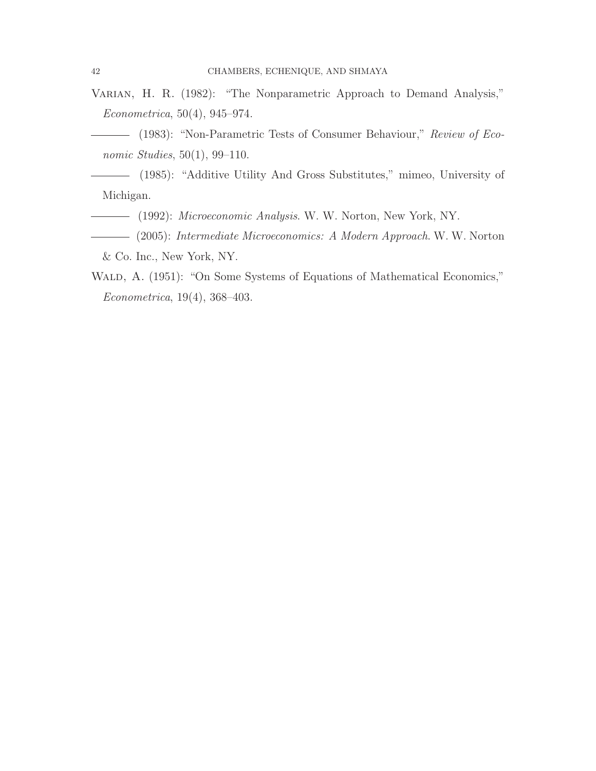Varian, H. R. (1982): "The Nonparametric Approach to Demand Analysis," *Econometrica*, 50(4), 945–974.

——— (1983): "Non-Parametric Tests of Consumer Behaviour," *Review of Economic Studies*, 50(1), 99–110.

——— (1985): "Additive Utility And Gross Substitutes," mimeo, University of Michigan.

——— (1992): *Microeconomic Analysis*. W. W. Norton, New York, NY.

——— (2005): *Intermediate Microeconomics: A Modern Approach*. W. W. Norton & Co. Inc., New York, NY.

Wald, A. (1951): "On Some Systems of Equations of Mathematical Economics," *Econometrica*, 19(4), 368–403.